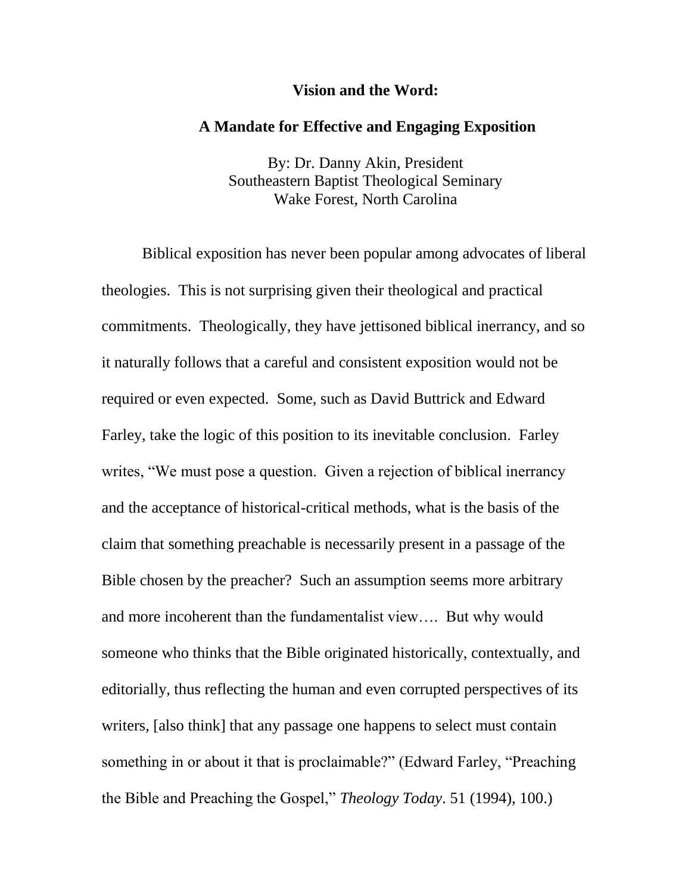# Vision and the Word:

## A Mandate for Effective and Engaging Exposition

By: Dr. Danny Akin, President
Southeastern Baptist Theological Seminary
Wake Forest, North Carolina

Biblical exposition has never been popular among advocates of liberal theologies. This is not surprising given their theological and practical commitments. Theologically, they have jettisoned biblical inerrancy, and so it naturally follows that a careful and consistent exposition would not be required or even expected. Some, such as David Buttrick and Edward Farley, take the logic of this position to its inevitable conclusion. Farley writes, "We must pose a question. Given a rejection of biblical inerrancy and the acceptance of historical-critical methods, what is the basis of the claim that something preachable is necessarily present in a passage of the Bible chosen by the preacher? Such an assumption seems more arbitrary and more incoherent than the fundamentalist view…. But why would someone who thinks that the Bible originated historically, contextually, and editorially, thus reflecting the human and even corrupted perspectives of its writers, [also think] that any passage one happens to select must contain something in or about it that is proclaimable?" (Edward Farley, "Preaching the Bible and Preaching the Gospel," *Theology Today*. 51 (1994), 100.)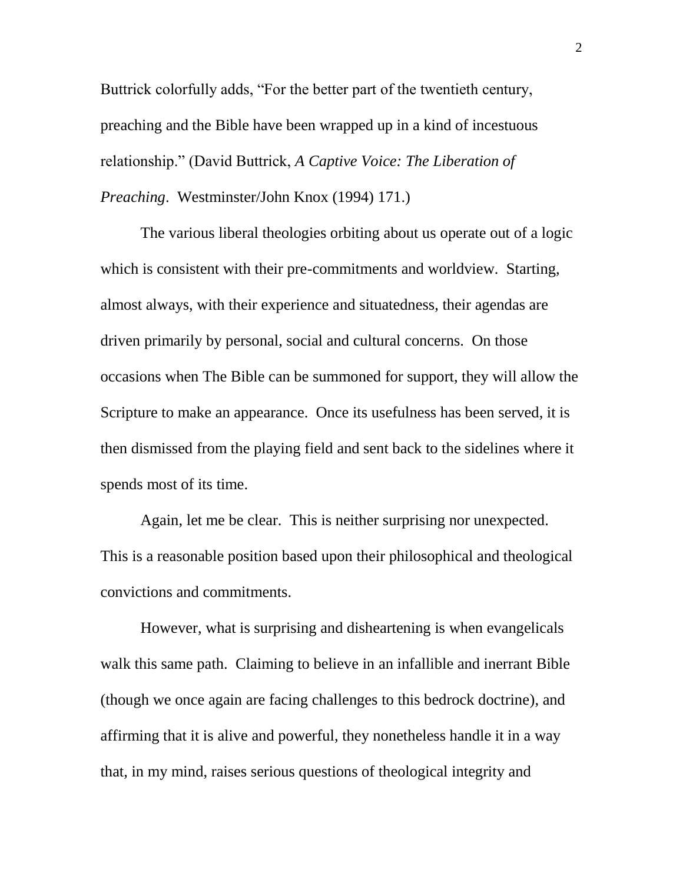Buttrick colorfully adds, "For the better part of the twentieth century, preaching and the Bible have been wrapped up in a kind of incestuous relationship." (David Buttrick, *A Captive Voice: The Liberation of Preaching*. Westminster/John Knox (1994) 171.)

The various liberal theologies orbiting about us operate out of a logic which is consistent with their pre-commitments and worldview. Starting, almost always, with their experience and situatedness, their agendas are driven primarily by personal, social and cultural concerns. On those occasions when The Bible can be summoned for support, they will allow the Scripture to make an appearance. Once its usefulness has been served, it is then dismissed from the playing field and sent back to the sidelines where it spends most of its time.

Again, let me be clear. This is neither surprising nor unexpected. This is a reasonable position based upon their philosophical and theological convictions and commitments.

However, what is surprising and disheartening is when evangelicals walk this same path. Claiming to believe in an infallible and inerrant Bible (though we once again are facing challenges to this bedrock doctrine), and affirming that it is alive and powerful, they nonetheless handle it in a way that, in my mind, raises serious questions of theological integrity and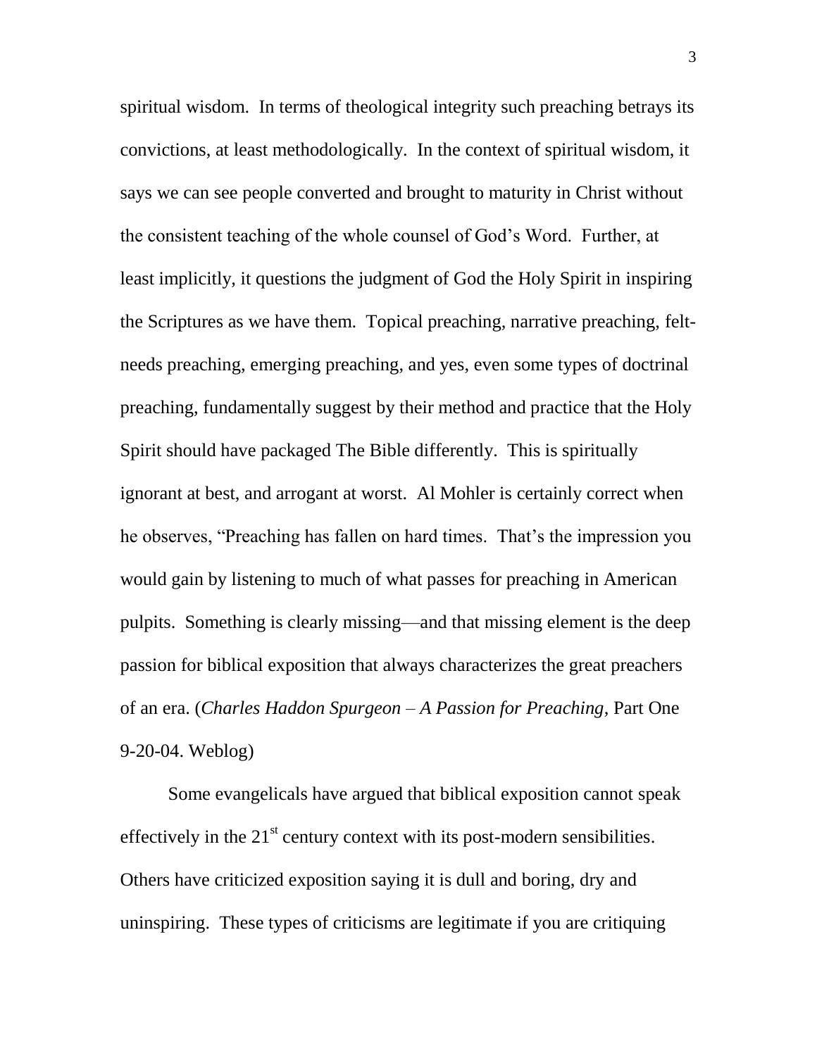spiritual wisdom. In terms of theological integrity such preaching betrays its convictions, at least methodologically. In the context of spiritual wisdom, it says we can see people converted and brought to maturity in Christ without the consistent teaching of the whole counsel of God's Word. Further, at least implicitly, it questions the judgment of God the Holy Spirit in inspiring the Scriptures as we have them. Topical preaching, narrative preaching, felt-needs preaching, emerging preaching, and yes, even some types of doctrinal preaching, fundamentally suggest by their method and practice that the Holy Spirit should have packaged The Bible differently. This is spiritually ignorant at best, and arrogant at worst. Al Mohler is certainly correct when he observes, "Preaching has fallen on hard times. That's the impression you would gain by listening to much of what passes for preaching in American pulpits. Something is clearly missing—and that missing element is the deep passion for biblical exposition that always characterizes the great preachers of an era. (*Charles Haddon Spurgeon – A Passion for Preaching*, Part One 9-20-04. Weblog)

Some evangelicals have argued that biblical exposition cannot speak effectively in the 21st century context with its post-modern sensibilities. Others have criticized exposition saying it is dull and boring, dry and uninspiring. These types of criticisms are legitimate if you are critiquing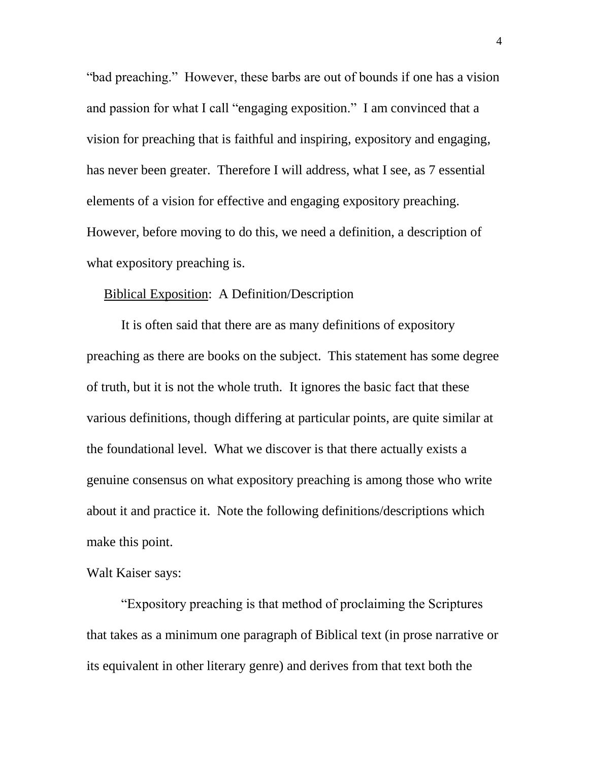"bad preaching." However, these barbs are out of bounds if one has a vision and passion for what I call "engaging exposition." I am convinced that a vision for preaching that is faithful and inspiring, expository and engaging, has never been greater. Therefore I will address, what I see, as 7 essential elements of a vision for effective and engaging expository preaching. However, before moving to do this, we need a definition, a description of what expository preaching is.

<u>Biblical Exposition</u>: A Definition/Description

It is often said that there are as many definitions of expository preaching as there are books on the subject. This statement has some degree of truth, but it is not the whole truth. It ignores the basic fact that these various definitions, though differing at particular points, are quite similar at the foundational level. What we discover is that there actually exists a genuine consensus on what expository preaching is among those who write about it and practice it. Note the following definitions/descriptions which make this point.

Walt Kaiser says:

"Expository preaching is that method of proclaiming the Scriptures that takes as a minimum one paragraph of Biblical text (in prose narrative or its equivalent in other literary genre) and derives from that text both the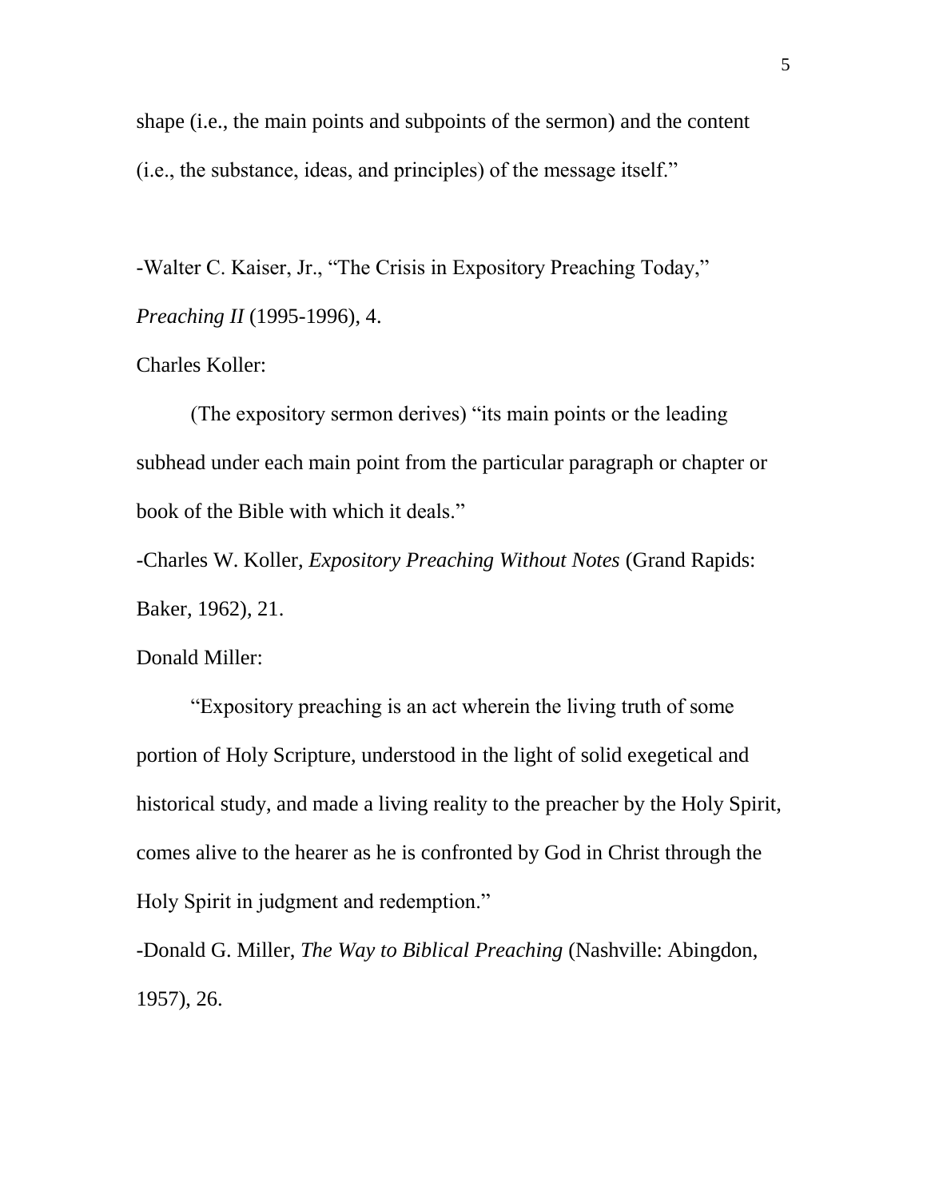shape (i.e., the main points and subpoints of the sermon) and the content (i.e., the substance, ideas, and principles) of the message itself."

-Walter C. Kaiser, Jr., "The Crisis in Expository Preaching Today," *Preaching II* (1995-1996), 4.

Charles Koller:

(The expository sermon derives) "its main points or the leading subhead under each main point from the particular paragraph or chapter or book of the Bible with which it deals."

-Charles W. Koller, *Expository Preaching Without Notes* (Grand Rapids: Baker, 1962), 21.

Donald Miller:

"Expository preaching is an act wherein the living truth of some portion of Holy Scripture, understood in the light of solid exegetical and historical study, and made a living reality to the preacher by the Holy Spirit, comes alive to the hearer as he is confronted by God in Christ through the Holy Spirit in judgment and redemption."

-Donald G. Miller, *The Way to Biblical Preaching* (Nashville: Abingdon, 1957), 26.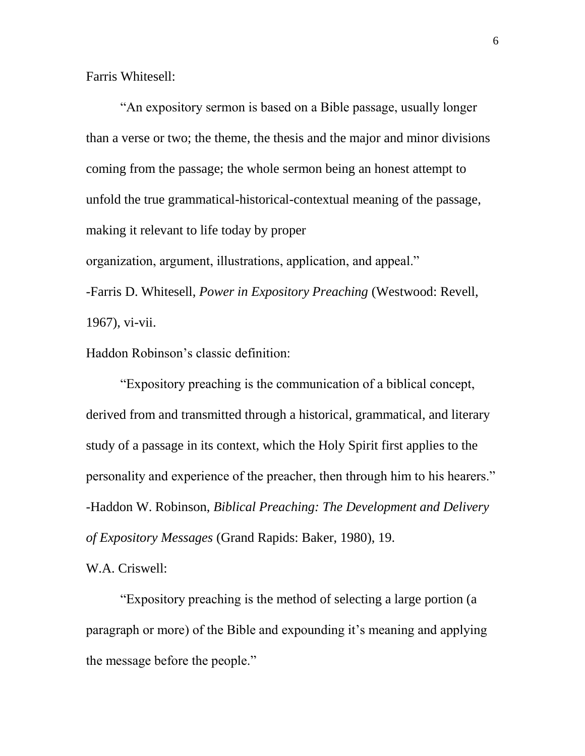Farris Whitesell:

"An expository sermon is based on a Bible passage, usually longer than a verse or two; the theme, the thesis and the major and minor divisions coming from the passage; the whole sermon being an honest attempt to unfold the true grammatical-historical-contextual meaning of the passage, making it relevant to life today by proper organization, argument, illustrations, application, and appeal."

-Farris D. Whitesell, *Power in Expository Preaching* (Westwood: Revell, 1967), vi-vii.

Haddon Robinson's classic definition:

"Expository preaching is the communication of a biblical concept, derived from and transmitted through a historical, grammatical, and literary study of a passage in its context, which the Holy Spirit first applies to the personality and experience of the preacher, then through him to his hearers."

-Haddon W. Robinson, *Biblical Preaching: The Development and Delivery of Expository Messages* (Grand Rapids: Baker, 1980), 19.

W.A. Criswell:

"Expository preaching is the method of selecting a large portion (a paragraph or more) of the Bible and expounding it's meaning and applying the message before the people."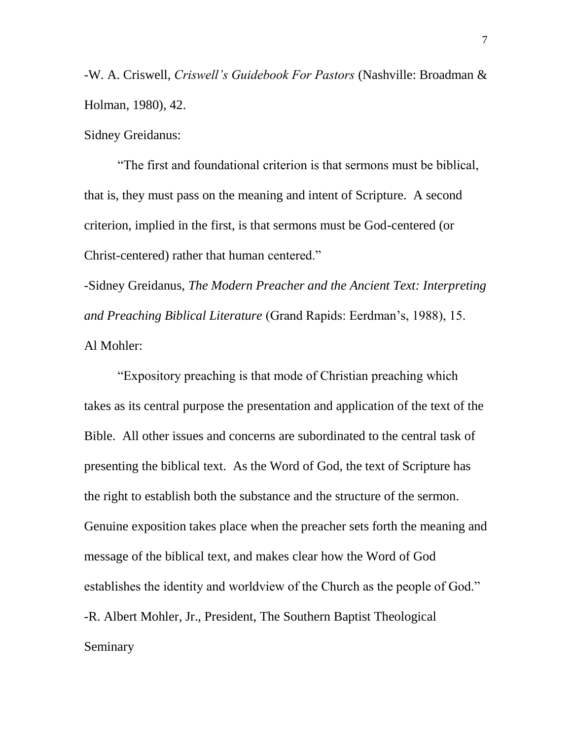-W. A. Criswell, *Criswell's Guidebook For Pastors* (Nashville: Broadman & Holman, 1980), 42.

Sidney Greidanus:

"The first and foundational criterion is that sermons must be biblical, that is, they must pass on the meaning and intent of Scripture. A second criterion, implied in the first, is that sermons must be God-centered (or Christ-centered) rather that human centered."

-Sidney Greidanus, *The Modern Preacher and the Ancient Text: Interpreting and Preaching Biblical Literature* (Grand Rapids: Eerdman's, 1988), 15.

Al Mohler:

"Expository preaching is that mode of Christian preaching which takes as its central purpose the presentation and application of the text of the Bible. All other issues and concerns are subordinated to the central task of presenting the biblical text. As the Word of God, the text of Scripture has the right to establish both the substance and the structure of the sermon. Genuine exposition takes place when the preacher sets forth the meaning and message of the biblical text, and makes clear how the Word of God establishes the identity and worldview of the Church as the people of God."

-R. Albert Mohler, Jr., President, The Southern Baptist Theological Seminary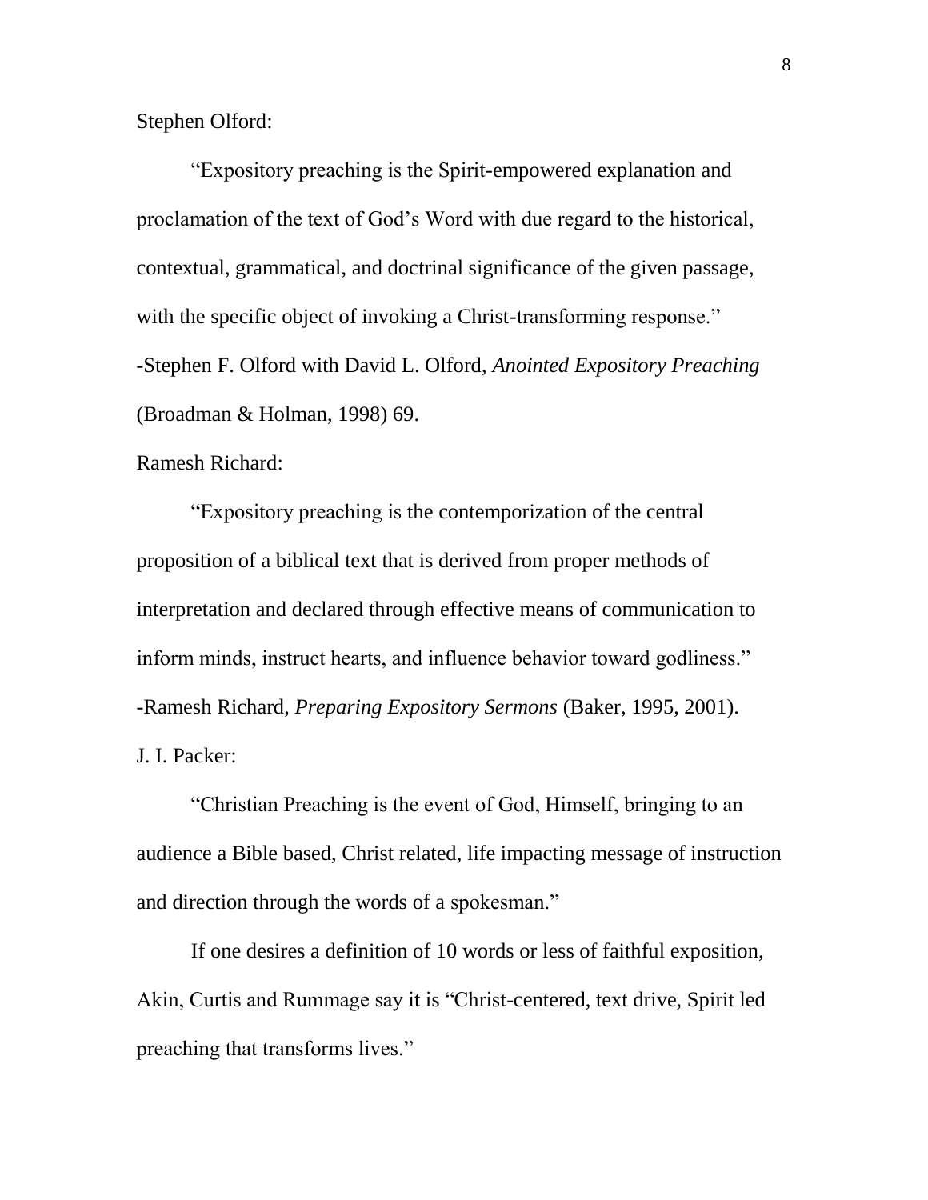Stephen Olford:

“Expository preaching is the Spirit-empowered explanation and proclamation of the text of God’s Word with due regard to the historical, contextual, grammatical, and doctrinal significance of the given passage, with the specific object of invoking a Christ-transforming response.”
-Stephen F. Olford with David L. Olford, *Anointed Expository Preaching* (Broadman & Holman, 1998) 69.

Ramesh Richard:

“Expository preaching is the contemporization of the central proposition of a biblical text that is derived from proper methods of interpretation and declared through effective means of communication to inform minds, instruct hearts, and influence behavior toward godliness.”
-Ramesh Richard, *Preparing Expository Sermons* (Baker, 1995, 2001).

J. I. Packer:

“Christian Preaching is the event of God, Himself, bringing to an audience a Bible based, Christ related, life impacting message of instruction and direction through the words of a spokesman.”

If one desires a definition of 10 words or less of faithful exposition, Akin, Curtis and Rummage say it is “Christ-centered, text drive, Spirit led preaching that transforms lives.”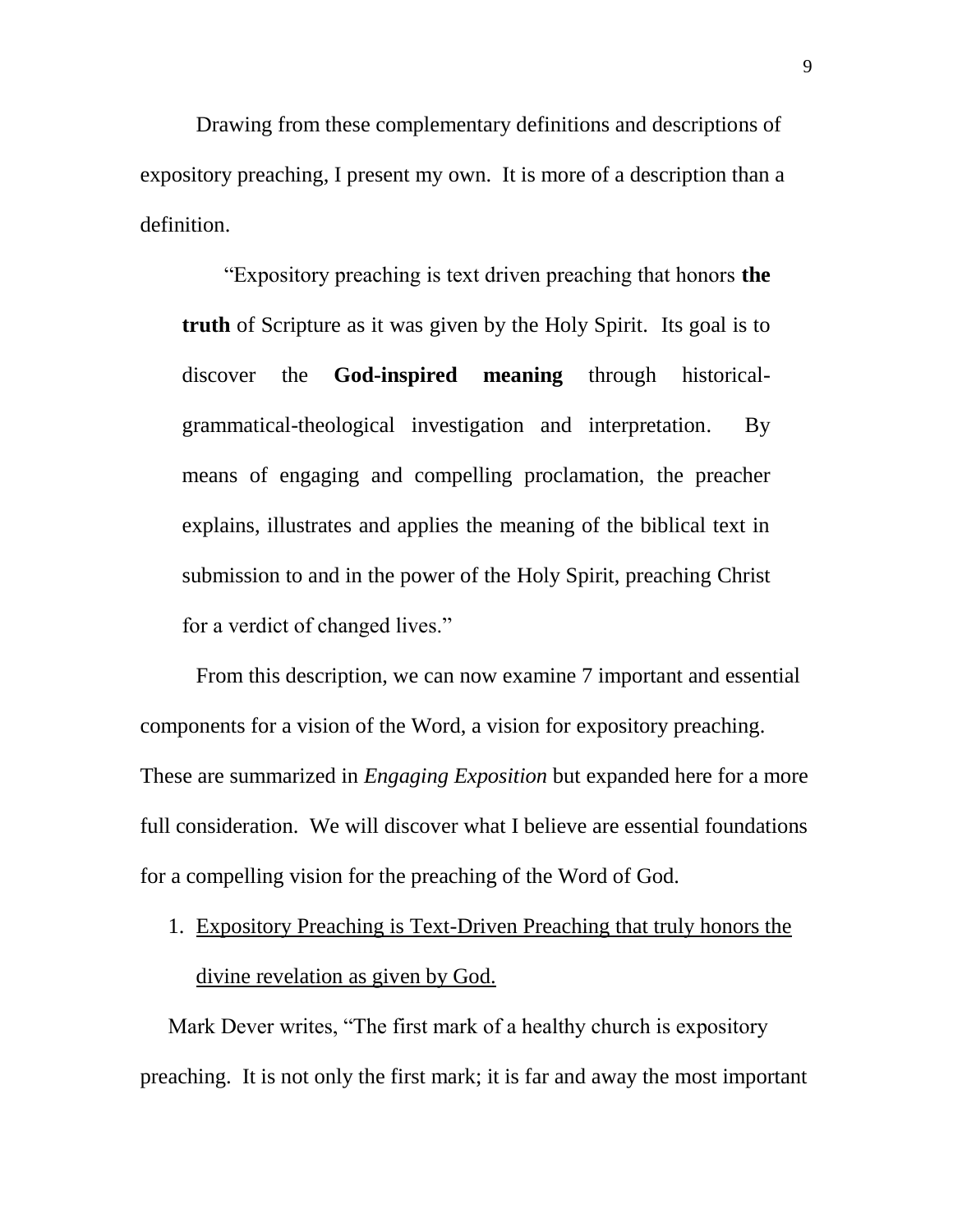Drawing from these complementary definitions and descriptions of expository preaching, I present my own. It is more of a description than a definition.

> "Expository preaching is text driven preaching that honors **the truth** of Scripture as it was given by the Holy Spirit. Its goal is to discover the **God-inspired meaning** through historical-grammatical-theological investigation and interpretation. By means of engaging and compelling proclamation, the preacher explains, illustrates and applies the meaning of the biblical text in submission to and in the power of the Holy Spirit, preaching Christ for a verdict of changed lives."

From this description, we can now examine 7 important and essential components for a vision of the Word, a vision for expository preaching. These are summarized in *Engaging Exposition* but expanded here for a more full consideration. We will discover what I believe are essential foundations for a compelling vision for the preaching of the Word of God.

1. <u>Expository Preaching is Text-Driven Preaching that truly honors the divine revelation as given by God.</u>

Mark Dever writes, "The first mark of a healthy church is expository preaching. It is not only the first mark; it is far and away the most important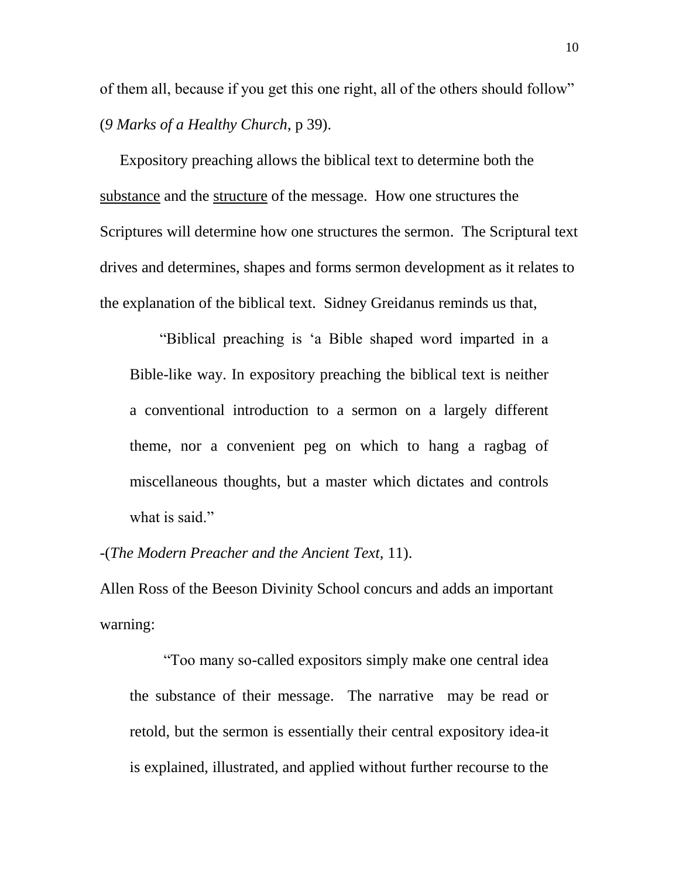of them all, because if you get this one right, all of the others should follow" (*9 Marks of a Healthy Church*, p 39).

Expository preaching allows the biblical text to determine both the <u>substance</u> and the <u>structure</u> of the message. How one structures the Scriptures will determine how one structures the sermon. The Scriptural text drives and determines, shapes and forms sermon development as it relates to the explanation of the biblical text. Sidney Greidanus reminds us that,

> "Biblical preaching is 'a Bible shaped word imparted in a Bible-like way. In expository preaching the biblical text is neither a conventional introduction to a sermon on a largely different theme, nor a convenient peg on which to hang a ragbag of miscellaneous thoughts, but a master which dictates and controls what is said."

-(*The Modern Preacher and the Ancient Text*, 11).

Allen Ross of the Beeson Divinity School concurs and adds an important warning:

> "Too many so-called expositors simply make one central idea the substance of their message. The narrative may be read or retold, but the sermon is essentially their central expository idea-it is explained, illustrated, and applied without further recourse to the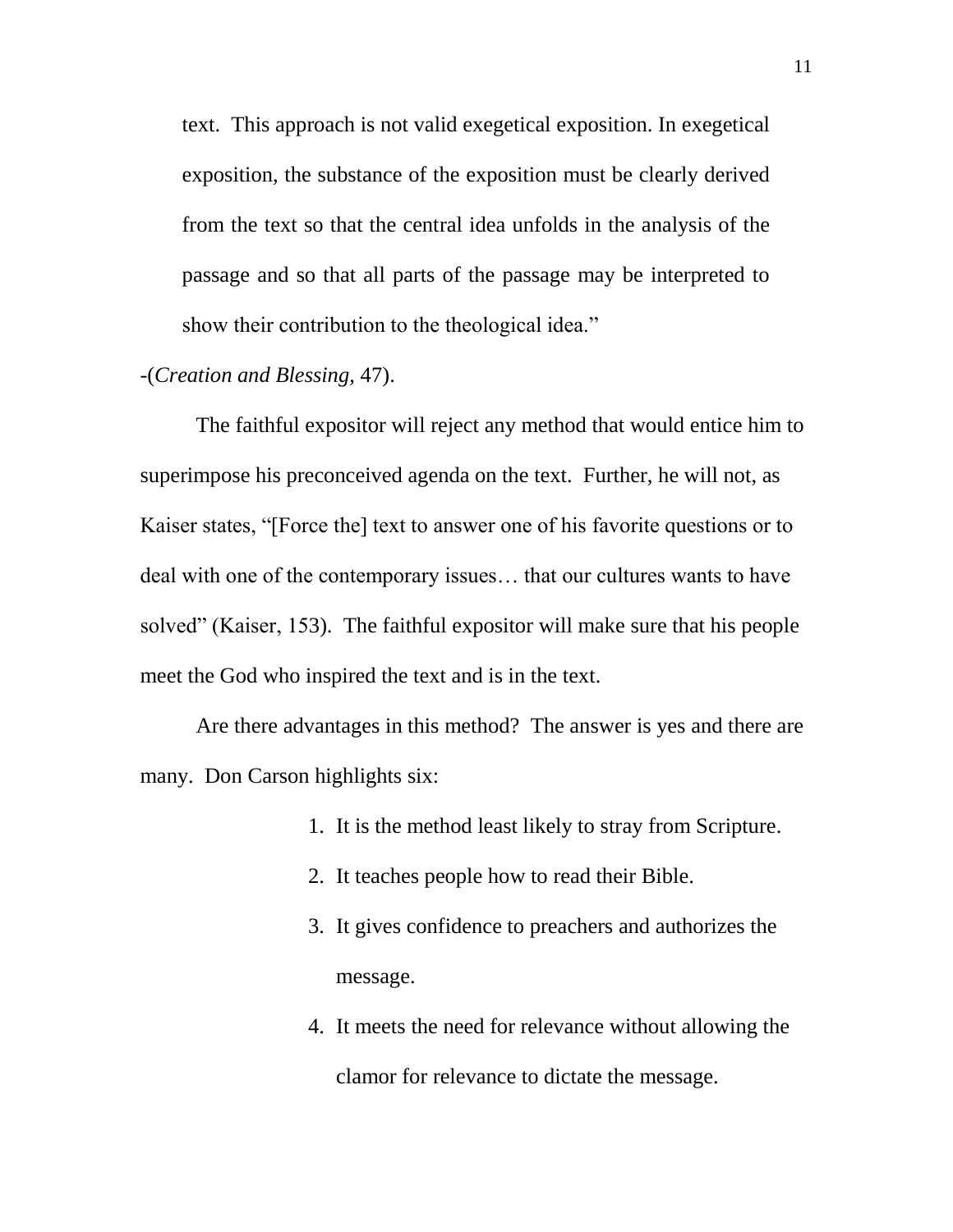text. This approach is not valid exegetical exposition. In exegetical exposition, the substance of the exposition must be clearly derived from the text so that the central idea unfolds in the analysis of the passage and so that all parts of the passage may be interpreted to show their contribution to the theological idea."

-(*Creation and Blessing,* 47).

The faithful expositor will reject any method that would entice him to superimpose his preconceived agenda on the text. Further, he will not, as Kaiser states, "[Force the] text to answer one of his favorite questions or to deal with one of the contemporary issues… that our cultures wants to have solved" (Kaiser, 153). The faithful expositor will make sure that his people meet the God who inspired the text and is in the text.

Are there advantages in this method? The answer is yes and there are many. Don Carson highlights six:

1. It is the method least likely to stray from Scripture.
2. It teaches people how to read their Bible.
3. It gives confidence to preachers and authorizes the message.
4. It meets the need for relevance without allowing the clamor for relevance to dictate the message.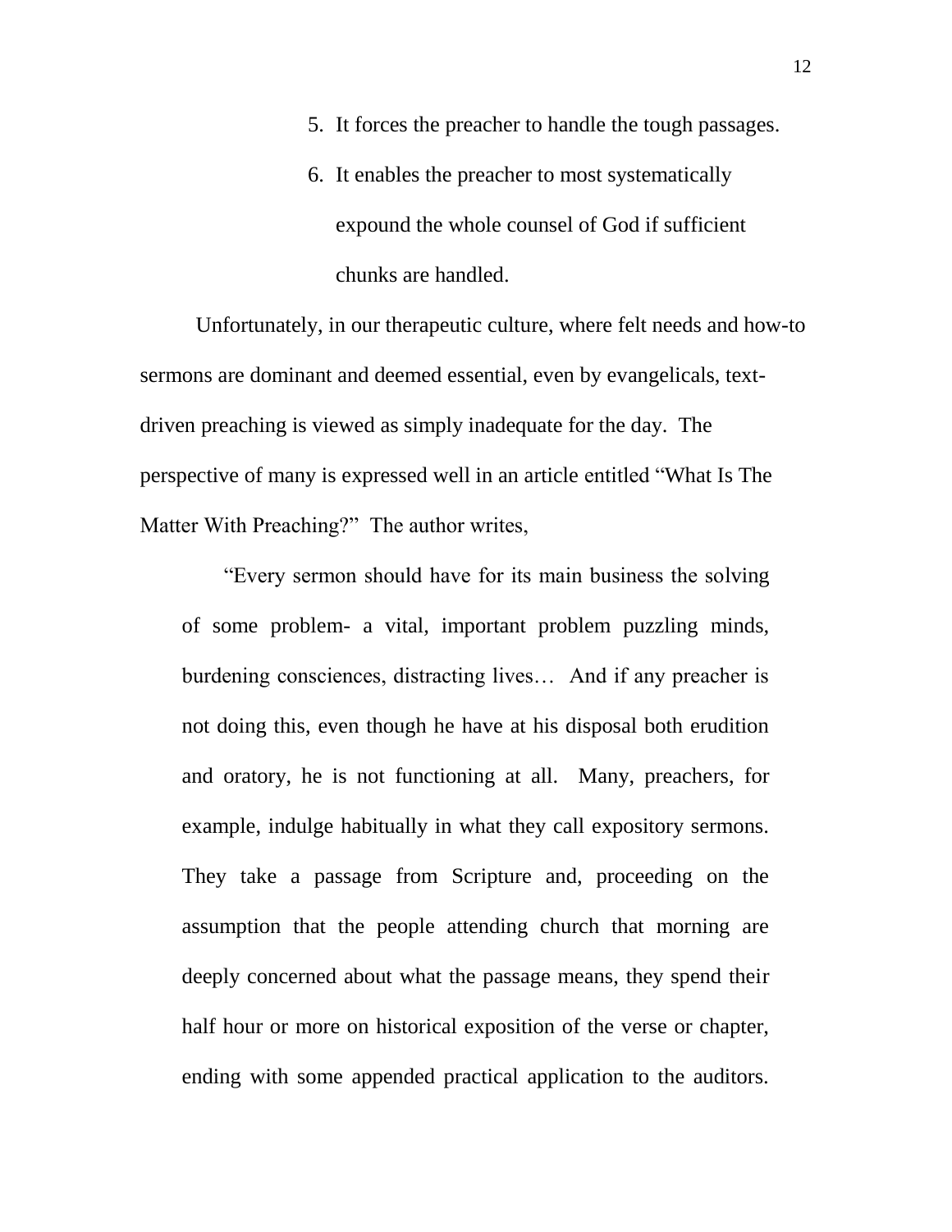5. It forces the preacher to handle the tough passages.
6. It enables the preacher to most systematically expound the whole counsel of God if sufficient chunks are handled.

Unfortunately, in our therapeutic culture, where felt needs and how-to sermons are dominant and deemed essential, even by evangelicals, text-driven preaching is viewed as simply inadequate for the day. The perspective of many is expressed well in an article entitled "What Is The Matter With Preaching?" The author writes,

> "Every sermon should have for its main business the solving of some problem- a vital, important problem puzzling minds, burdening consciences, distracting lives… And if any preacher is not doing this, even though he have at his disposal both erudition and oratory, he is not functioning at all. Many, preachers, for example, indulge habitually in what they call expository sermons. They take a passage from Scripture and, proceeding on the assumption that the people attending church that morning are deeply concerned about what the passage means, they spend their half hour or more on historical exposition of the verse or chapter, ending with some appended practical application to the auditors.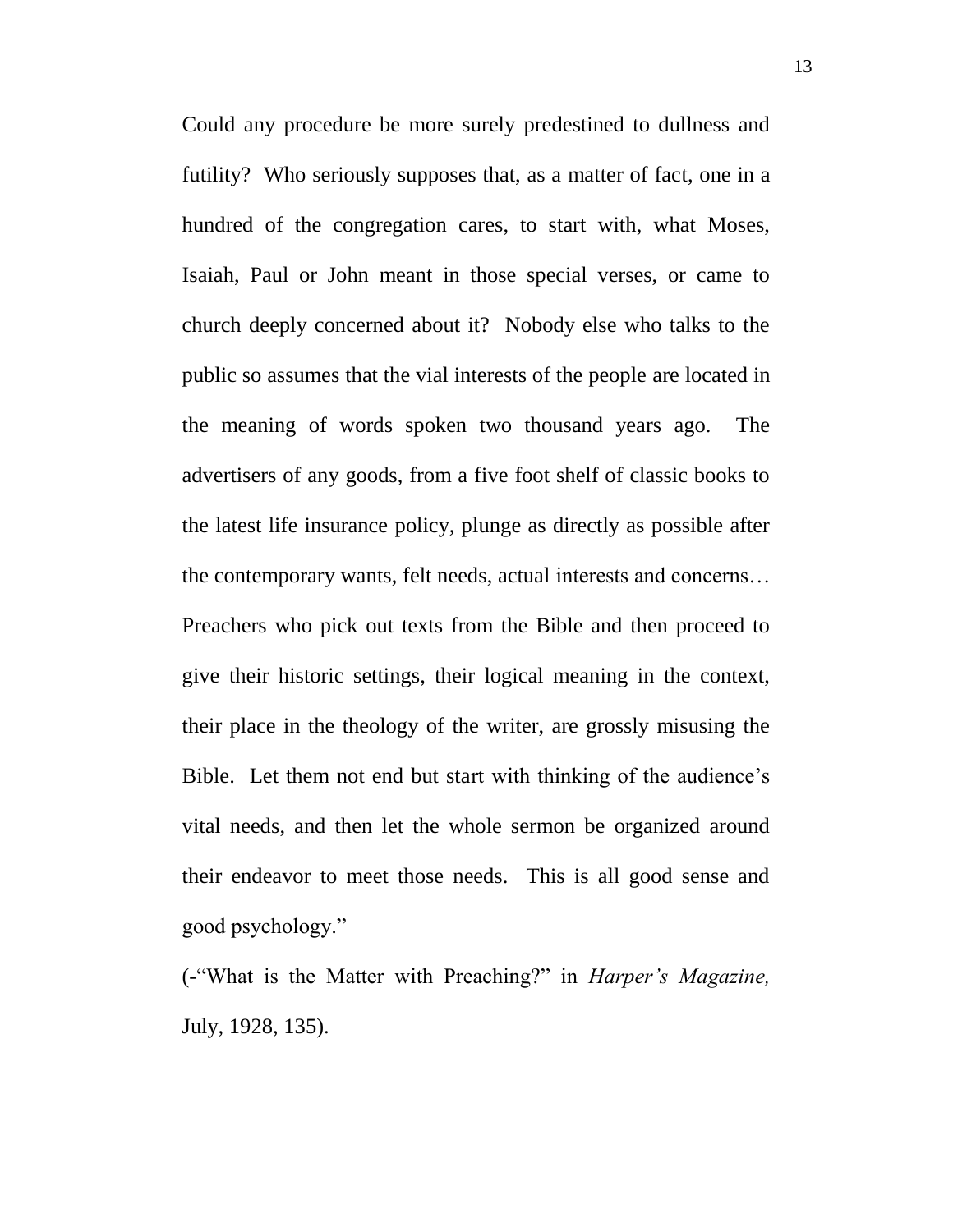Could any procedure be more surely predestined to dullness and futility? Who seriously supposes that, as a matter of fact, one in a hundred of the congregation cares, to start with, what Moses, Isaiah, Paul or John meant in those special verses, or came to church deeply concerned about it? Nobody else who talks to the public so assumes that the vial interests of the people are located in the meaning of words spoken two thousand years ago. The advertisers of any goods, from a five foot shelf of classic books to the latest life insurance policy, plunge as directly as possible after the contemporary wants, felt needs, actual interests and concerns… Preachers who pick out texts from the Bible and then proceed to give their historic settings, their logical meaning in the context, their place in the theology of the writer, are grossly misusing the Bible. Let them not end but start with thinking of the audience's vital needs, and then let the whole sermon be organized around their endeavor to meet those needs. This is all good sense and good psychology."

(-"What is the Matter with Preaching?" in *Harper's Magazine,* July, 1928, 135).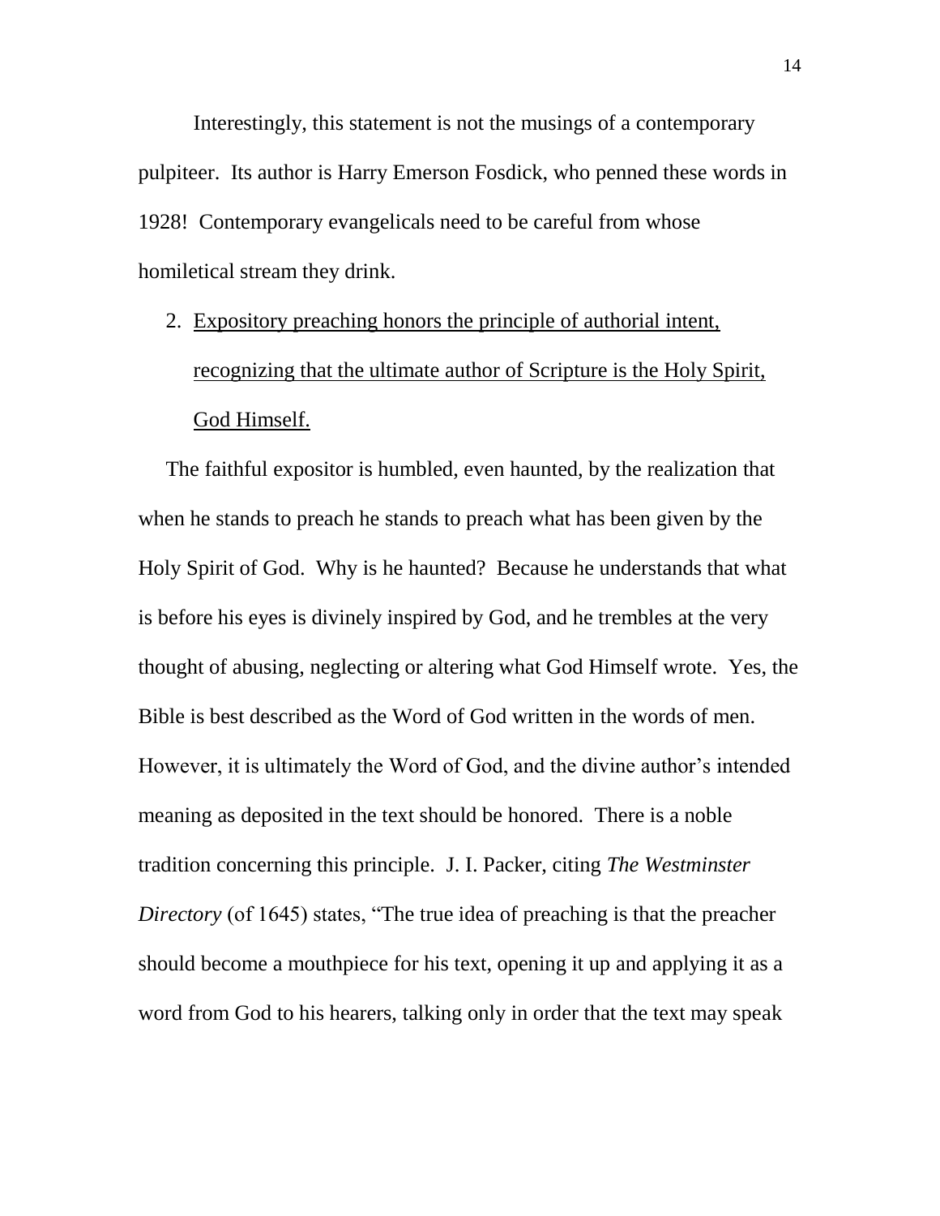Interestingly, this statement is not the musings of a contemporary pulpiteer. Its author is Harry Emerson Fosdick, who penned these words in 1928! Contemporary evangelicals need to be careful from whose homiletical stream they drink.

2. <u>Expository preaching honors the principle of authorial intent, recognizing that the ultimate author of Scripture is the Holy Spirit, God Himself.</u>

The faithful expositor is humbled, even haunted, by the realization that when he stands to preach he stands to preach what has been given by the Holy Spirit of God. Why is he haunted? Because he understands that what is before his eyes is divinely inspired by God, and he trembles at the very thought of abusing, neglecting or altering what God Himself wrote. Yes, the Bible is best described as the Word of God written in the words of men. However, it is ultimately the Word of God, and the divine author's intended meaning as deposited in the text should be honored. There is a noble tradition concerning this principle. J. I. Packer, citing *The Westminster Directory* (of 1645) states, "The true idea of preaching is that the preacher should become a mouthpiece for his text, opening it up and applying it as a word from God to his hearers, talking only in order that the text may speak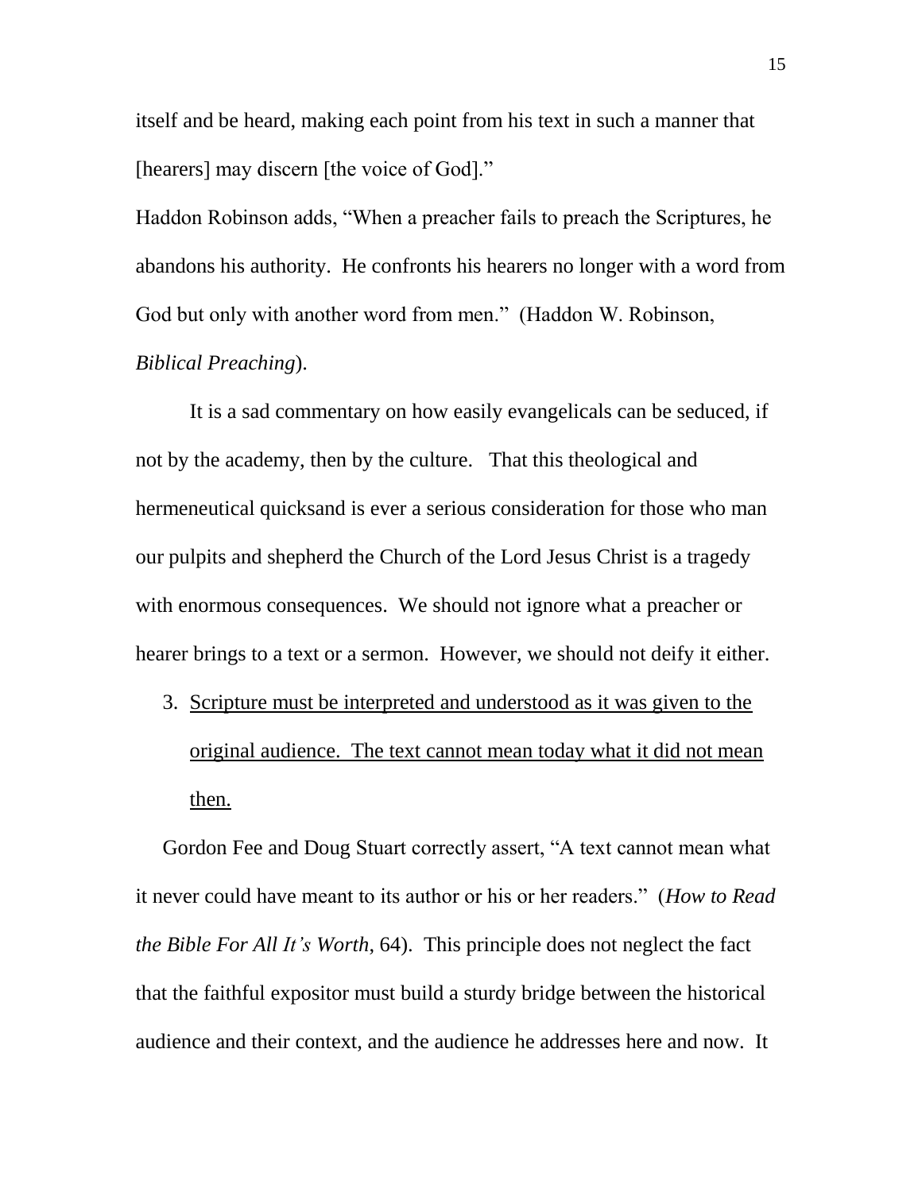itself and be heard, making each point from his text in such a manner that [hearers] may discern [the voice of God]."

Haddon Robinson adds, "When a preacher fails to preach the Scriptures, he abandons his authority. He confronts his hearers no longer with a word from God but only with another word from men." (Haddon W. Robinson, *Biblical Preaching*).

It is a sad commentary on how easily evangelicals can be seduced, if not by the academy, then by the culture. That this theological and hermeneutical quicksand is ever a serious consideration for those who man our pulpits and shepherd the Church of the Lord Jesus Christ is a tragedy with enormous consequences. We should not ignore what a preacher or hearer brings to a text or a sermon. However, we should not deify it either.

3. <u>Scripture must be interpreted and understood as it was given to the original audience. The text cannot mean today what it did not mean then.</u>

Gordon Fee and Doug Stuart correctly assert, "A text cannot mean what it never could have meant to its author or his or her readers." (*How to Read the Bible For All It's Worth*, 64). This principle does not neglect the fact that the faithful expositor must build a sturdy bridge between the historical audience and their context, and the audience he addresses here and now. It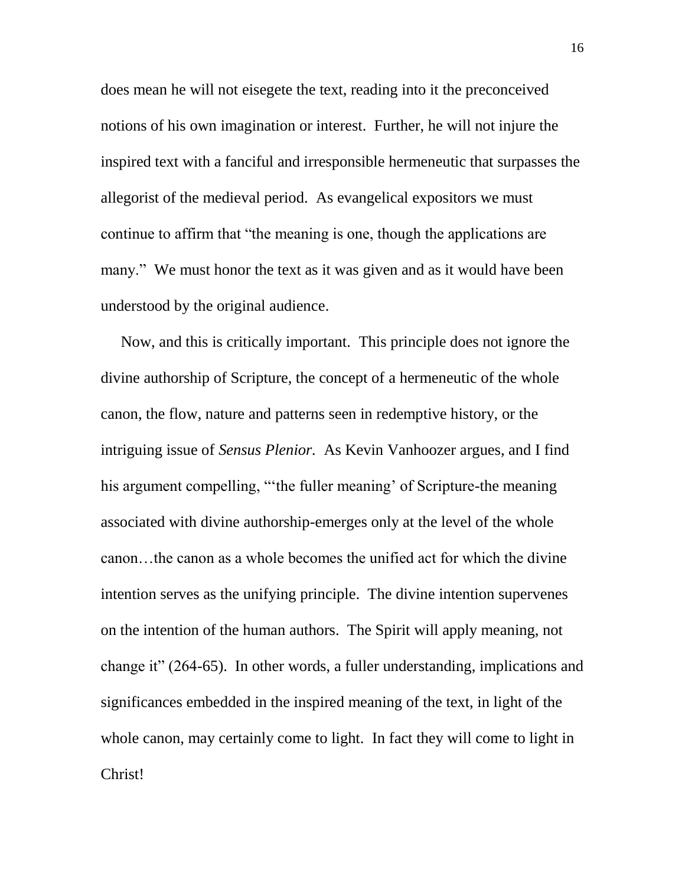does mean he will not eisegete the text, reading into it the preconceived notions of his own imagination or interest. Further, he will not injure the inspired text with a fanciful and irresponsible hermeneutic that surpasses the allegorist of the medieval period. As evangelical expositors we must continue to affirm that "the meaning is one, though the applications are many." We must honor the text as it was given and as it would have been understood by the original audience.

Now, and this is critically important. This principle does not ignore the divine authorship of Scripture, the concept of a hermeneutic of the whole canon, the flow, nature and patterns seen in redemptive history, or the intriguing issue of *Sensus Plenior*. As Kevin Vanhoozer argues, and I find his argument compelling, "'the fuller meaning' of Scripture-the meaning associated with divine authorship-emerges only at the level of the whole canon…the canon as a whole becomes the unified act for which the divine intention serves as the unifying principle. The divine intention supervenes on the intention of the human authors. The Spirit will apply meaning, not change it" (264-65). In other words, a fuller understanding, implications and significances embedded in the inspired meaning of the text, in light of the whole canon, may certainly come to light. In fact they will come to light in Christ!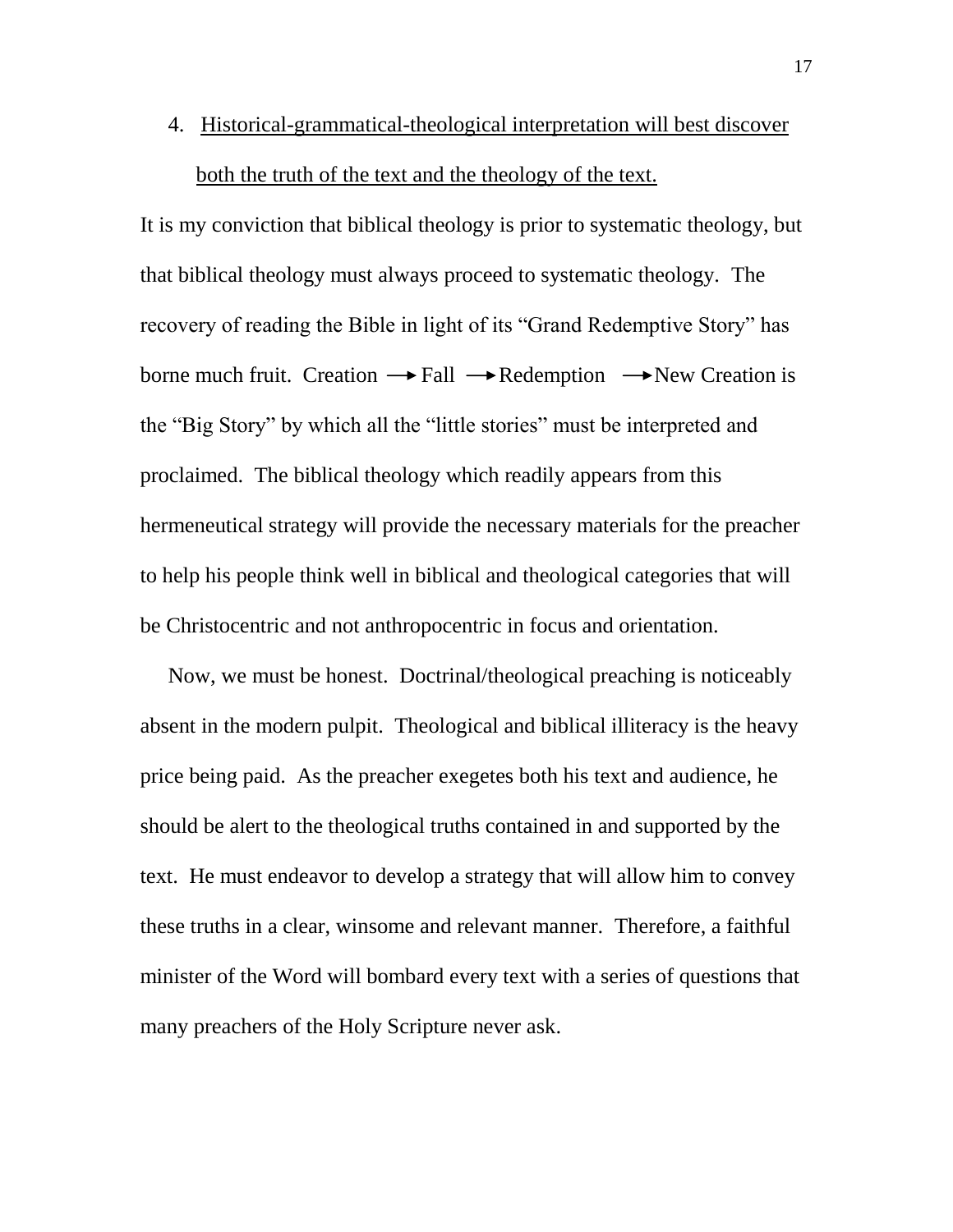4. <u>Historical-grammatical-theological interpretation will best discover both the truth of the text and the theology of the text.</u>

It is my conviction that biblical theology is prior to systematic theology, but that biblical theology must always proceed to systematic theology. The recovery of reading the Bible in light of its "Grand Redemptive Story" has borne much fruit. Creation → Fall → Redemption → New Creation is the "Big Story" by which all the "little stories" must be interpreted and proclaimed. The biblical theology which readily appears from this hermeneutical strategy will provide the necessary materials for the preacher to help his people think well in biblical and theological categories that will be Christocentric and not anthropocentric in focus and orientation.

Now, we must be honest. Doctrinal/theological preaching is noticeably absent in the modern pulpit. Theological and biblical illiteracy is the heavy price being paid. As the preacher exegetes both his text and audience, he should be alert to the theological truths contained in and supported by the text. He must endeavor to develop a strategy that will allow him to convey these truths in a clear, winsome and relevant manner. Therefore, a faithful minister of the Word will bombard every text with a series of questions that many preachers of the Holy Scripture never ask.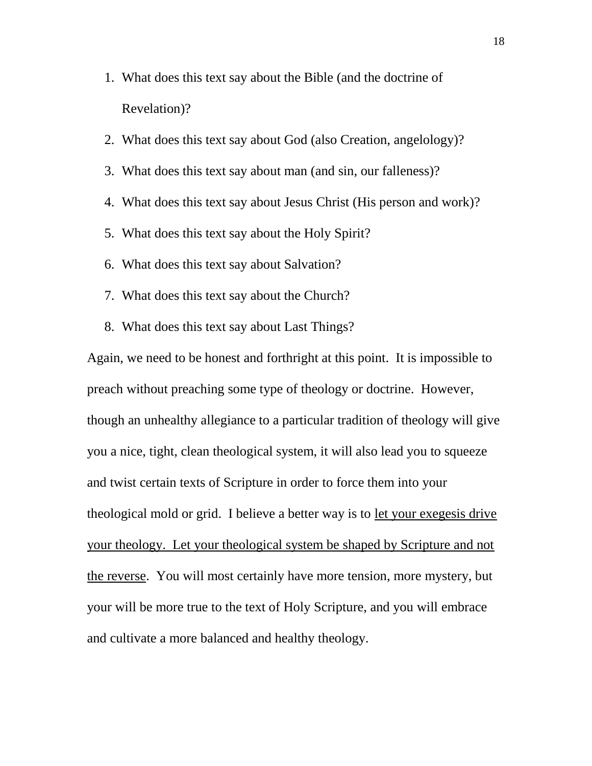1. What does this text say about the Bible (and the doctrine of Revelation)?
2. What does this text say about God (also Creation, angelology)?
3. What does this text say about man (and sin, our falleness)?
4. What does this text say about Jesus Christ (His person and work)?
5. What does this text say about the Holy Spirit?
6. What does this text say about Salvation?
7. What does this text say about the Church?
8. What does this text say about Last Things?

Again, we need to be honest and forthright at this point. It is impossible to preach without preaching some type of theology or doctrine. However, though an unhealthy allegiance to a particular tradition of theology will give you a nice, tight, clean theological system, it will also lead you to squeeze and twist certain texts of Scripture in order to force them into your theological mold or grid. I believe a better way is to <u>let your exegesis drive your theology. Let your theological system be shaped by Scripture and not the reverse</u>. You will most certainly have more tension, more mystery, but your will be more true to the text of Holy Scripture, and you will embrace and cultivate a more balanced and healthy theology.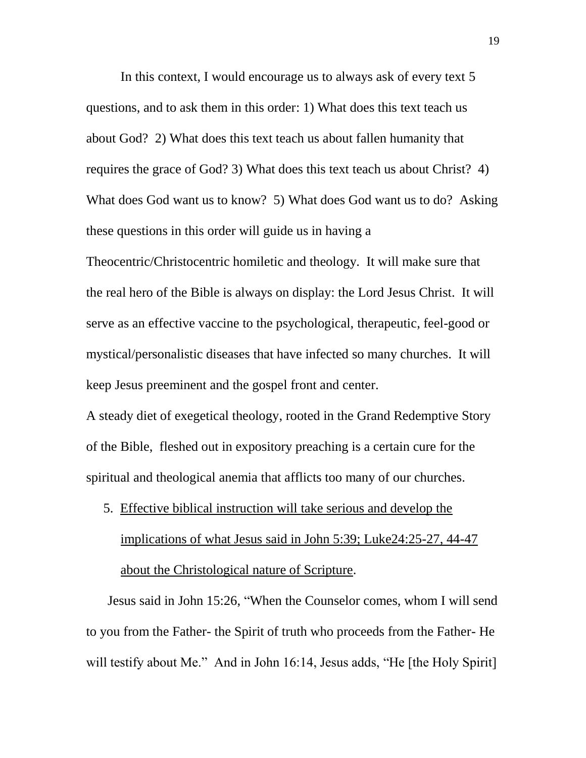In this context, I would encourage us to always ask of every text 5 questions, and to ask them in this order: 1) What does this text teach us about God? 2) What does this text teach us about fallen humanity that requires the grace of God? 3) What does this text teach us about Christ? 4) What does God want us to know? 5) What does God want us to do? Asking these questions in this order will guide us in having a Theocentric/Christocentric homiletic and theology. It will make sure that the real hero of the Bible is always on display: the Lord Jesus Christ. It will serve as an effective vaccine to the psychological, therapeutic, feel-good or mystical/personalistic diseases that have infected so many churches. It will keep Jesus preeminent and the gospel front and center.

A steady diet of exegetical theology, rooted in the Grand Redemptive Story of the Bible, fleshed out in expository preaching is a certain cure for the spiritual and theological anemia that afflicts too many of our churches.

5. <u>Effective biblical instruction will take serious and develop the implications of what Jesus said in John 5:39; Luke24:25-27, 44-47 about the Christological nature of Scripture</u>.

Jesus said in John 15:26, "When the Counselor comes, whom I will send to you from the Father- the Spirit of truth who proceeds from the Father- He will testify about Me." And in John 16:14, Jesus adds, "He [the Holy Spirit]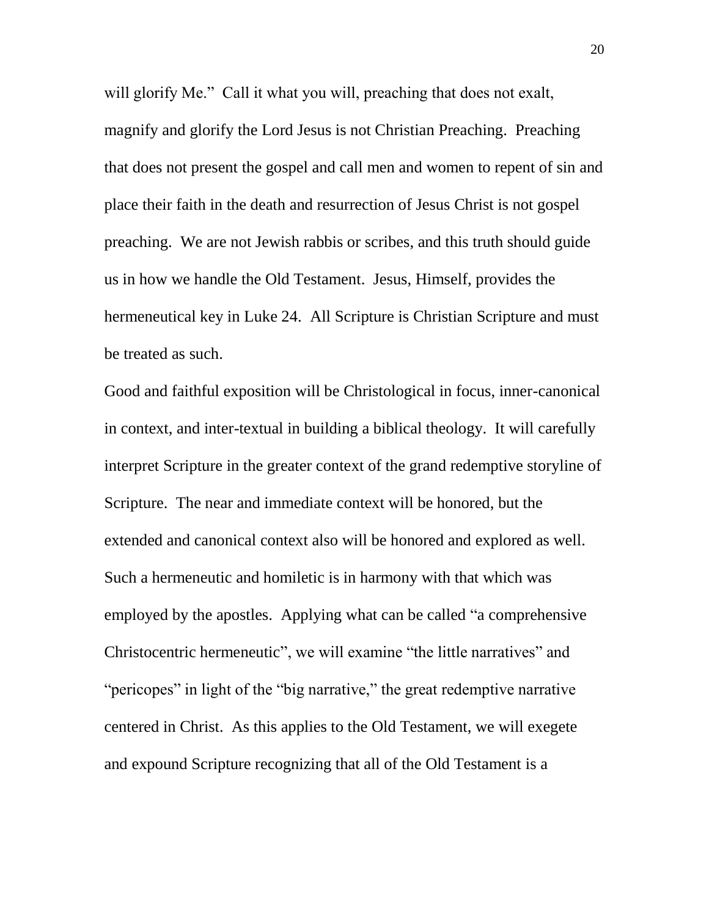will glorify Me." Call it what you will, preaching that does not exalt, magnify and glorify the Lord Jesus is not Christian Preaching. Preaching that does not present the gospel and call men and women to repent of sin and place their faith in the death and resurrection of Jesus Christ is not gospel preaching. We are not Jewish rabbis or scribes, and this truth should guide us in how we handle the Old Testament. Jesus, Himself, provides the hermeneutical key in Luke 24. All Scripture is Christian Scripture and must be treated as such.

Good and faithful exposition will be Christological in focus, inner-canonical in context, and inter-textual in building a biblical theology. It will carefully interpret Scripture in the greater context of the grand redemptive storyline of Scripture. The near and immediate context will be honored, but the extended and canonical context also will be honored and explored as well. Such a hermeneutic and homiletic is in harmony with that which was employed by the apostles. Applying what can be called "a comprehensive Christocentric hermeneutic", we will examine "the little narratives" and "pericopes" in light of the "big narrative," the great redemptive narrative centered in Christ. As this applies to the Old Testament, we will exegete and expound Scripture recognizing that all of the Old Testament is a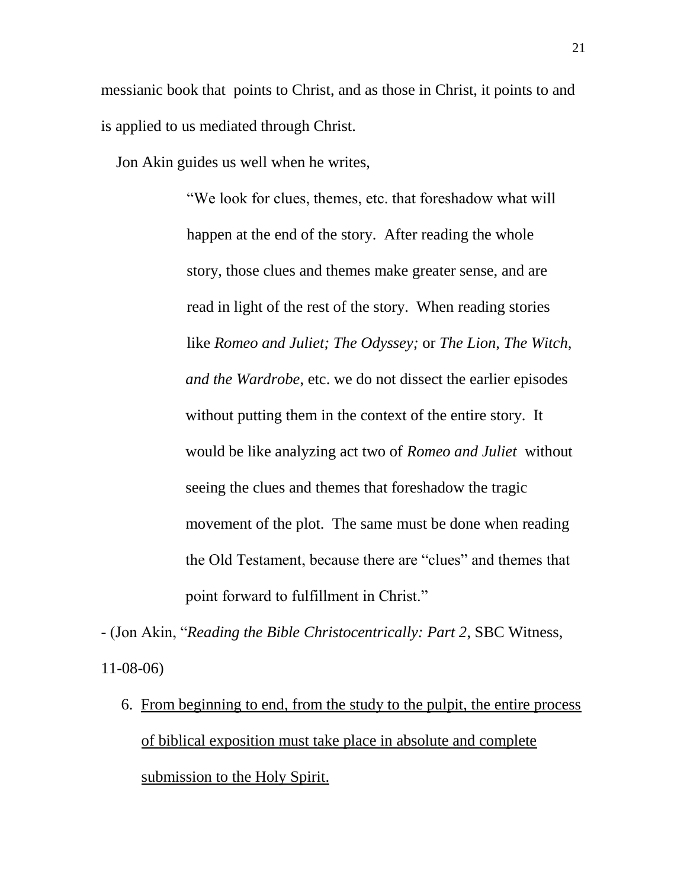messianic book that points to Christ, and as those in Christ, it points to and is applied to us mediated through Christ.

Jon Akin guides us well when he writes,

> "We look for clues, themes, etc. that foreshadow what will happen at the end of the story. After reading the whole story, those clues and themes make greater sense, and are read in light of the rest of the story. When reading stories like *Romeo and Juliet; The Odyssey;* or *The Lion, The Witch, and the Wardrobe*, etc. we do not dissect the earlier episodes without putting them in the context of the entire story. It would be like analyzing act two of *Romeo and Juliet* without seeing the clues and themes that foreshadow the tragic movement of the plot. The same must be done when reading the Old Testament, because there are "clues" and themes that point forward to fulfillment in Christ."

- (Jon Akin, "*Reading the Bible Christocentrically: Part 2*, SBC Witness, 11-08-06)

6. <u>From beginning to end, from the study to the pulpit, the entire process of biblical exposition must take place in absolute and complete submission to the Holy Spirit.</u>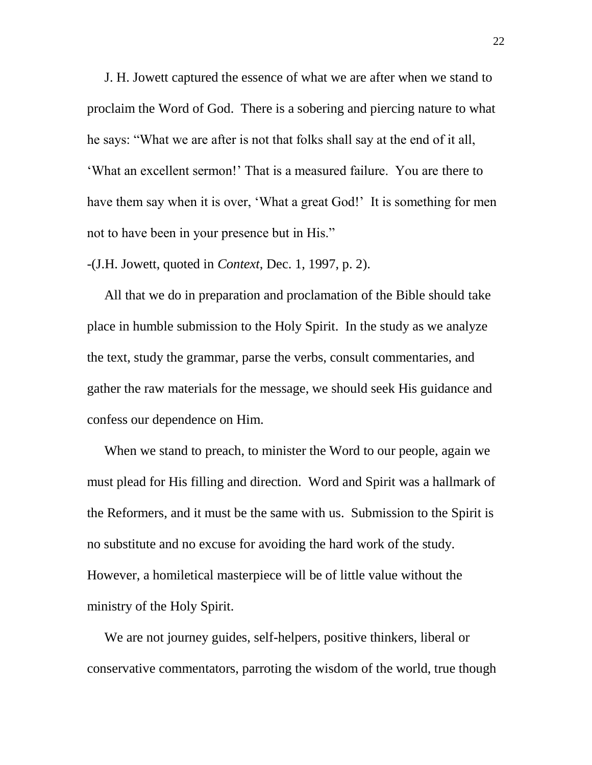J. H. Jowett captured the essence of what we are after when we stand to proclaim the Word of God. There is a sobering and piercing nature to what he says: "What we are after is not that folks shall say at the end of it all, 'What an excellent sermon!' That is a measured failure. You are there to have them say when it is over, 'What a great God!' It is something for men not to have been in your presence but in His."

-(J.H. Jowett, quoted in *Context*, Dec. 1, 1997, p. 2).

All that we do in preparation and proclamation of the Bible should take place in humble submission to the Holy Spirit. In the study as we analyze the text, study the grammar, parse the verbs, consult commentaries, and gather the raw materials for the message, we should seek His guidance and confess our dependence on Him.

When we stand to preach, to minister the Word to our people, again we must plead for His filling and direction. Word and Spirit was a hallmark of the Reformers, and it must be the same with us. Submission to the Spirit is no substitute and no excuse for avoiding the hard work of the study. However, a homiletical masterpiece will be of little value without the ministry of the Holy Spirit.

We are not journey guides, self-helpers, positive thinkers, liberal or conservative commentators, parroting the wisdom of the world, true though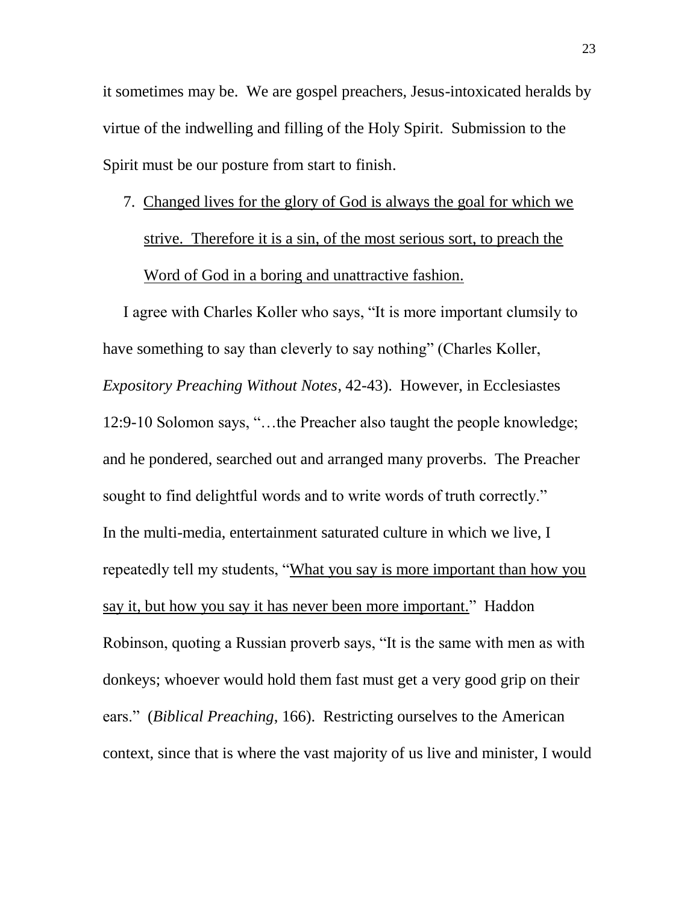it sometimes may be. We are gospel preachers, Jesus-intoxicated heralds by virtue of the indwelling and filling of the Holy Spirit. Submission to the Spirit must be our posture from start to finish.

7. <u>Changed lives for the glory of God is always the goal for which we strive. Therefore it is a sin, of the most serious sort, to preach the Word of God in a boring and unattractive fashion.</u>

I agree with Charles Koller who says, "It is more important clumsily to have something to say than cleverly to say nothing" (Charles Koller, *Expository Preaching Without Notes*, 42-43). However, in Ecclesiastes 12:9-10 Solomon says, "…the Preacher also taught the people knowledge; and he pondered, searched out and arranged many proverbs. The Preacher sought to find delightful words and to write words of truth correctly." In the multi-media, entertainment saturated culture in which we live, I repeatedly tell my students, "<u>What you say is more important than how you say it, but how you say it has never been more important.</u>" Haddon Robinson, quoting a Russian proverb says, "It is the same with men as with donkeys; whoever would hold them fast must get a very good grip on their ears." (*Biblical Preaching*, 166). Restricting ourselves to the American context, since that is where the vast majority of us live and minister, I would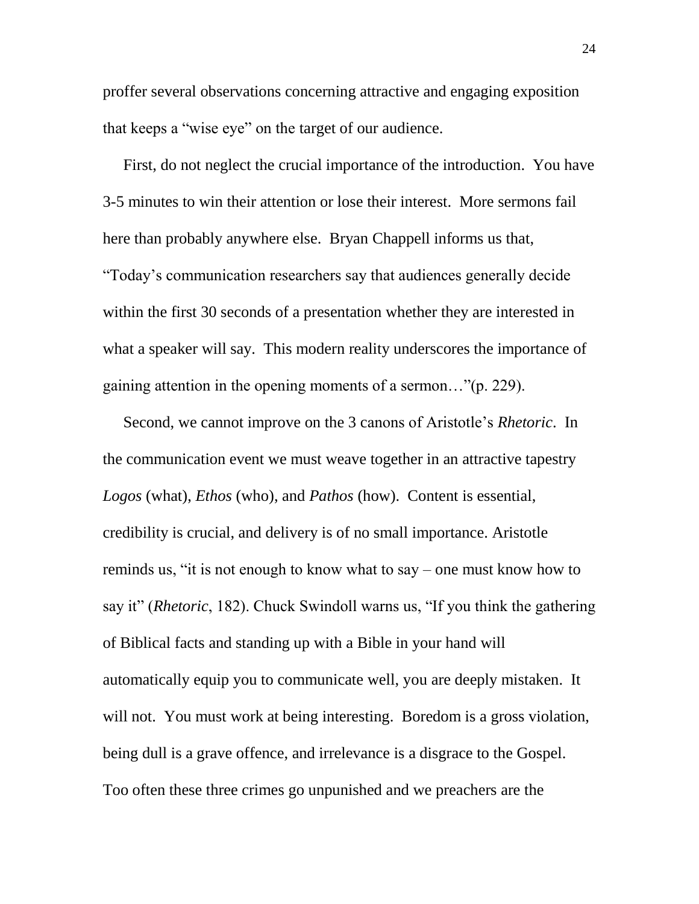proffer several observations concerning attractive and engaging exposition that keeps a "wise eye" on the target of our audience.

First, do not neglect the crucial importance of the introduction. You have 3-5 minutes to win their attention or lose their interest. More sermons fail here than probably anywhere else. Bryan Chappell informs us that, "Today's communication researchers say that audiences generally decide within the first 30 seconds of a presentation whether they are interested in what a speaker will say. This modern reality underscores the importance of gaining attention in the opening moments of a sermon…"(p. 229).

Second, we cannot improve on the 3 canons of Aristotle's *Rhetoric*. In the communication event we must weave together in an attractive tapestry *Logos* (what), *Ethos* (who), and *Pathos* (how). Content is essential, credibility is crucial, and delivery is of no small importance. Aristotle reminds us, "it is not enough to know what to say – one must know how to say it" (*Rhetoric*, 182). Chuck Swindoll warns us, "If you think the gathering of Biblical facts and standing up with a Bible in your hand will automatically equip you to communicate well, you are deeply mistaken. It will not. You must work at being interesting. Boredom is a gross violation, being dull is a grave offence, and irrelevance is a disgrace to the Gospel. Too often these three crimes go unpunished and we preachers are the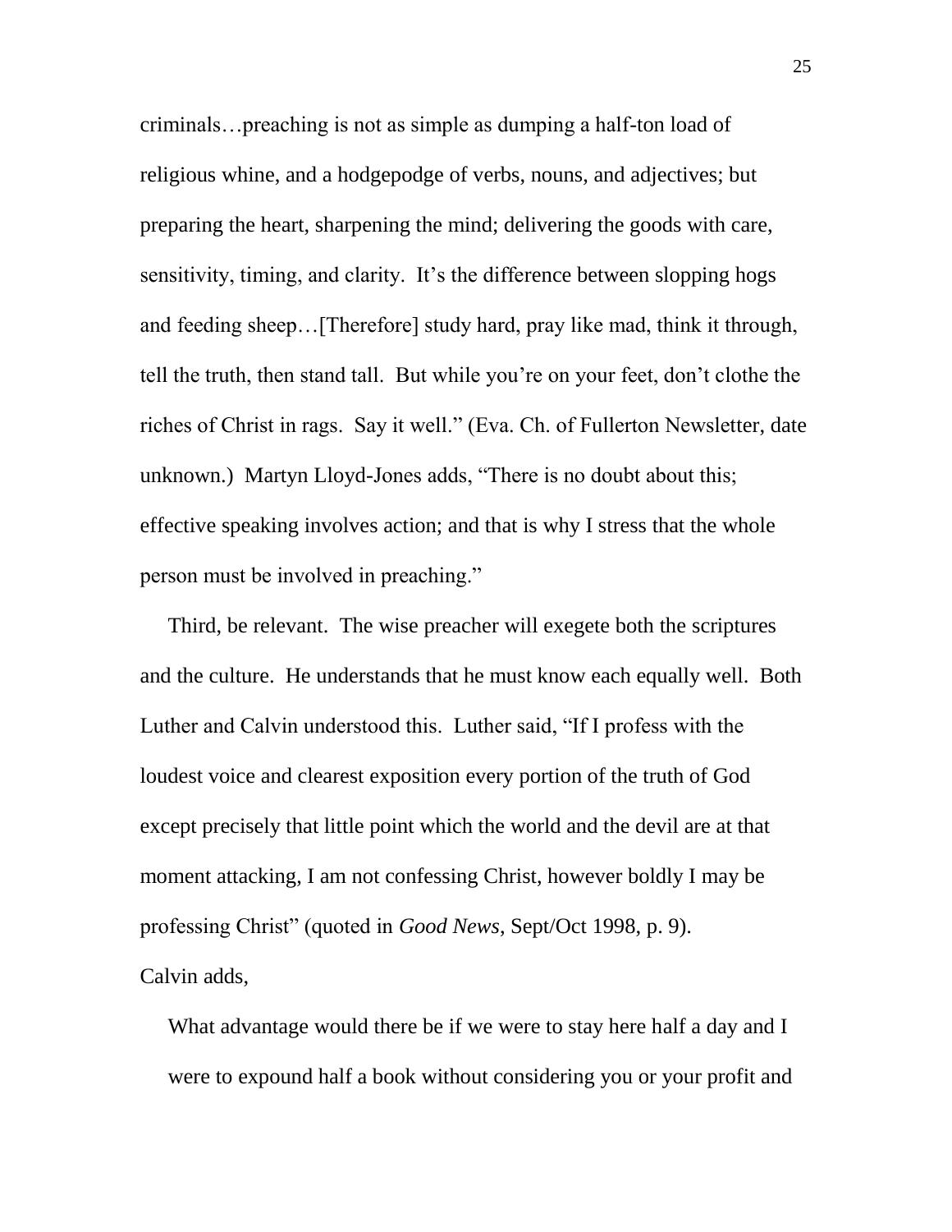criminals…preaching is not as simple as dumping a half-ton load of religious whine, and a hodgepodge of verbs, nouns, and adjectives; but preparing the heart, sharpening the mind; delivering the goods with care, sensitivity, timing, and clarity. It's the difference between slopping hogs and feeding sheep…[Therefore] study hard, pray like mad, think it through, tell the truth, then stand tall. But while you're on your feet, don't clothe the riches of Christ in rags. Say it well." (Eva. Ch. of Fullerton Newsletter, date unknown.) Martyn Lloyd-Jones adds, "There is no doubt about this; effective speaking involves action; and that is why I stress that the whole person must be involved in preaching."

Third, be relevant. The wise preacher will exegete both the scriptures and the culture. He understands that he must know each equally well. Both Luther and Calvin understood this. Luther said, "If I profess with the loudest voice and clearest exposition every portion of the truth of God except precisely that little point which the world and the devil are at that moment attacking, I am not confessing Christ, however boldly I may be professing Christ" (quoted in *Good News*, Sept/Oct 1998, p. 9). Calvin adds,

> What advantage would there be if we were to stay here half a day and I were to expound half a book without considering you or your profit and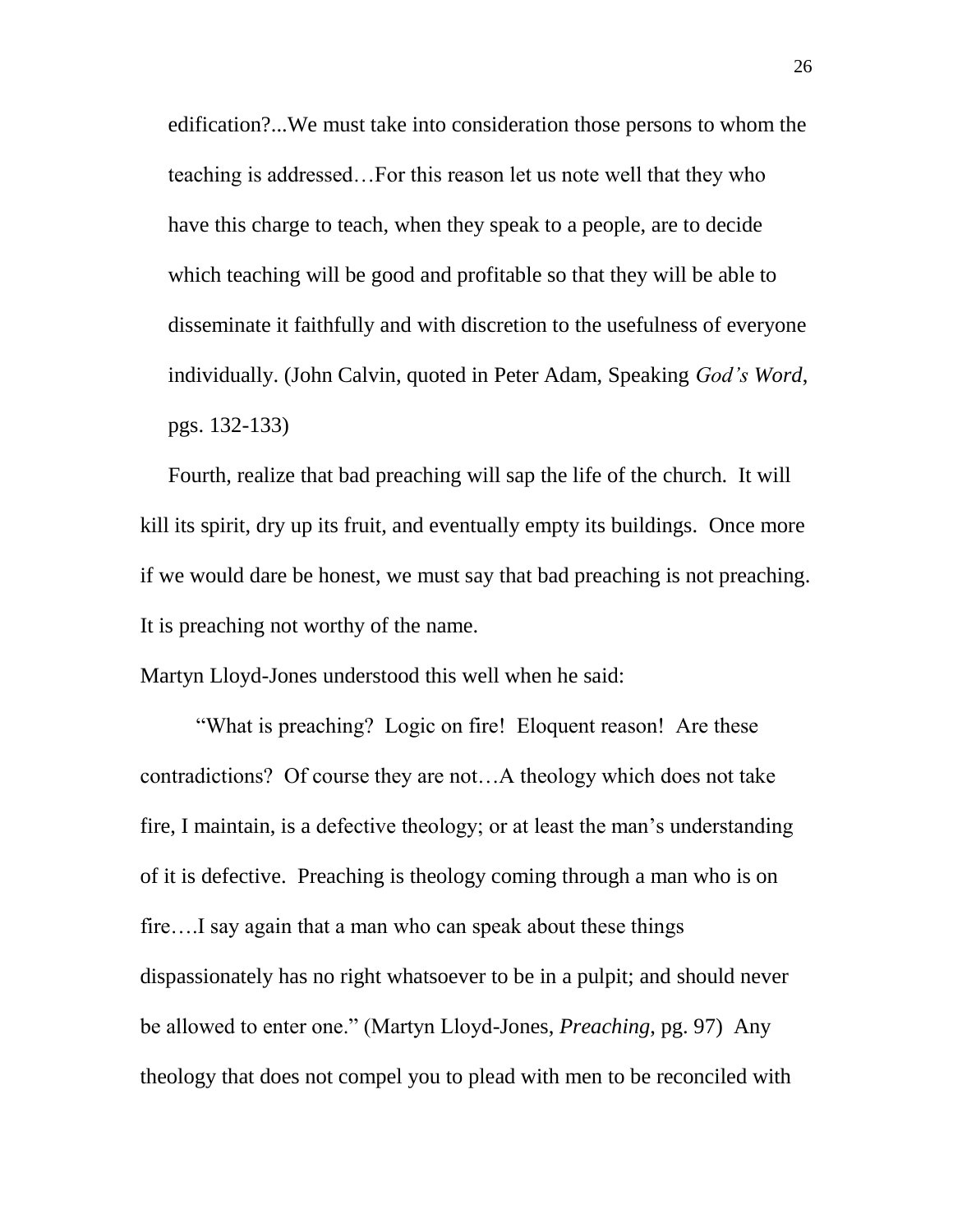> edification?...We must take into consideration those persons to whom the teaching is addressed…For this reason let us note well that they who have this charge to teach, when they speak to a people, are to decide which teaching will be good and profitable so that they will be able to disseminate it faithfully and with discretion to the usefulness of everyone individually. (John Calvin, quoted in Peter Adam, Speaking *God's Word*, pgs. 132-133)

Fourth, realize that bad preaching will sap the life of the church. It will kill its spirit, dry up its fruit, and eventually empty its buildings. Once more if we would dare be honest, we must say that bad preaching is not preaching. It is preaching not worthy of the name.

Martyn Lloyd-Jones understood this well when he said:

"What is preaching? Logic on fire! Eloquent reason! Are these contradictions? Of course they are not…A theology which does not take fire, I maintain, is a defective theology; or at least the man's understanding of it is defective. Preaching is theology coming through a man who is on fire….I say again that a man who can speak about these things dispassionately has no right whatsoever to be in a pulpit; and should never be allowed to enter one." (Martyn Lloyd-Jones, *Preaching*, pg. 97) Any theology that does not compel you to plead with men to be reconciled with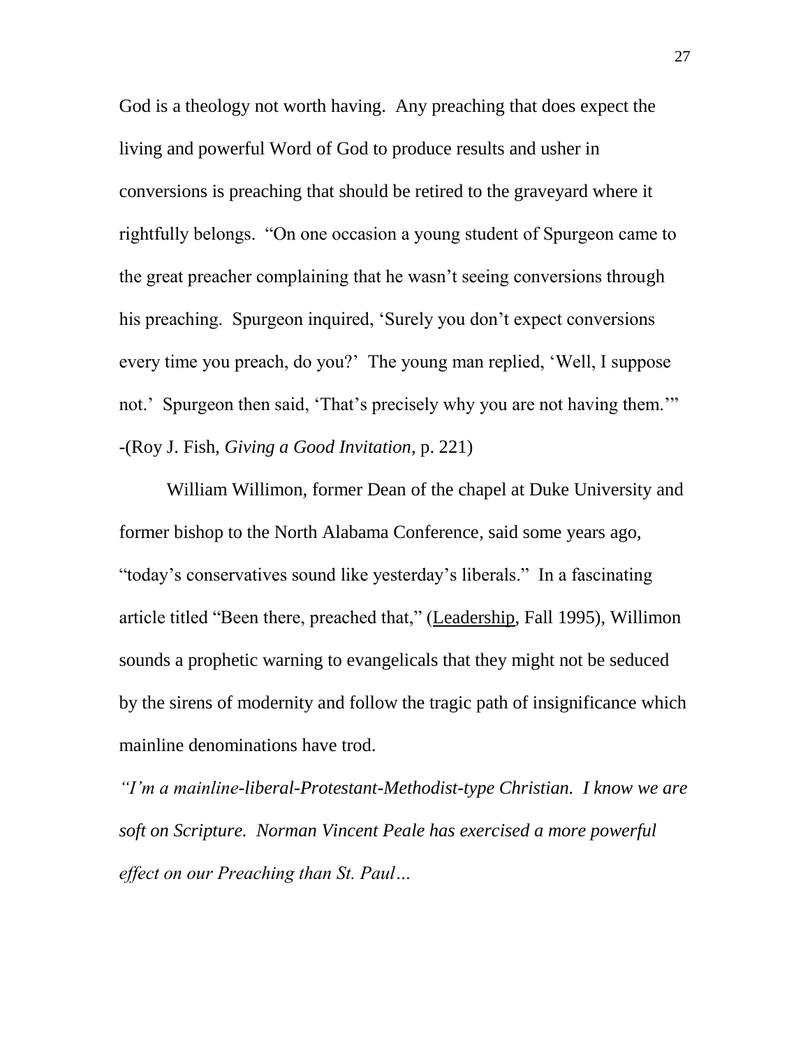God is a theology not worth having. Any preaching that does expect the living and powerful Word of God to produce results and usher in conversions is preaching that should be retired to the graveyard where it rightfully belongs. "On one occasion a young student of Spurgeon came to the great preacher complaining that he wasn't seeing conversions through his preaching. Spurgeon inquired, 'Surely you don't expect conversions every time you preach, do you?' The young man replied, 'Well, I suppose not.' Spurgeon then said, 'That's precisely why you are not having them.'" -(Roy J. Fish, *Giving a Good Invitation*, p. 221)

William Willimon, former Dean of the chapel at Duke University and former bishop to the North Alabama Conference, said some years ago, "today's conservatives sound like yesterday's liberals." In a fascinating article titled "Been there, preached that," (Leadership, Fall 1995), Willimon sounds a prophetic warning to evangelicals that they might not be seduced by the sirens of modernity and follow the tragic path of insignificance which mainline denominations have trod.

*"I'm a mainline-liberal-Protestant-Methodist-type Christian. I know we are soft on Scripture. Norman Vincent Peale has exercised a more powerful effect on our Preaching than St. Paul…*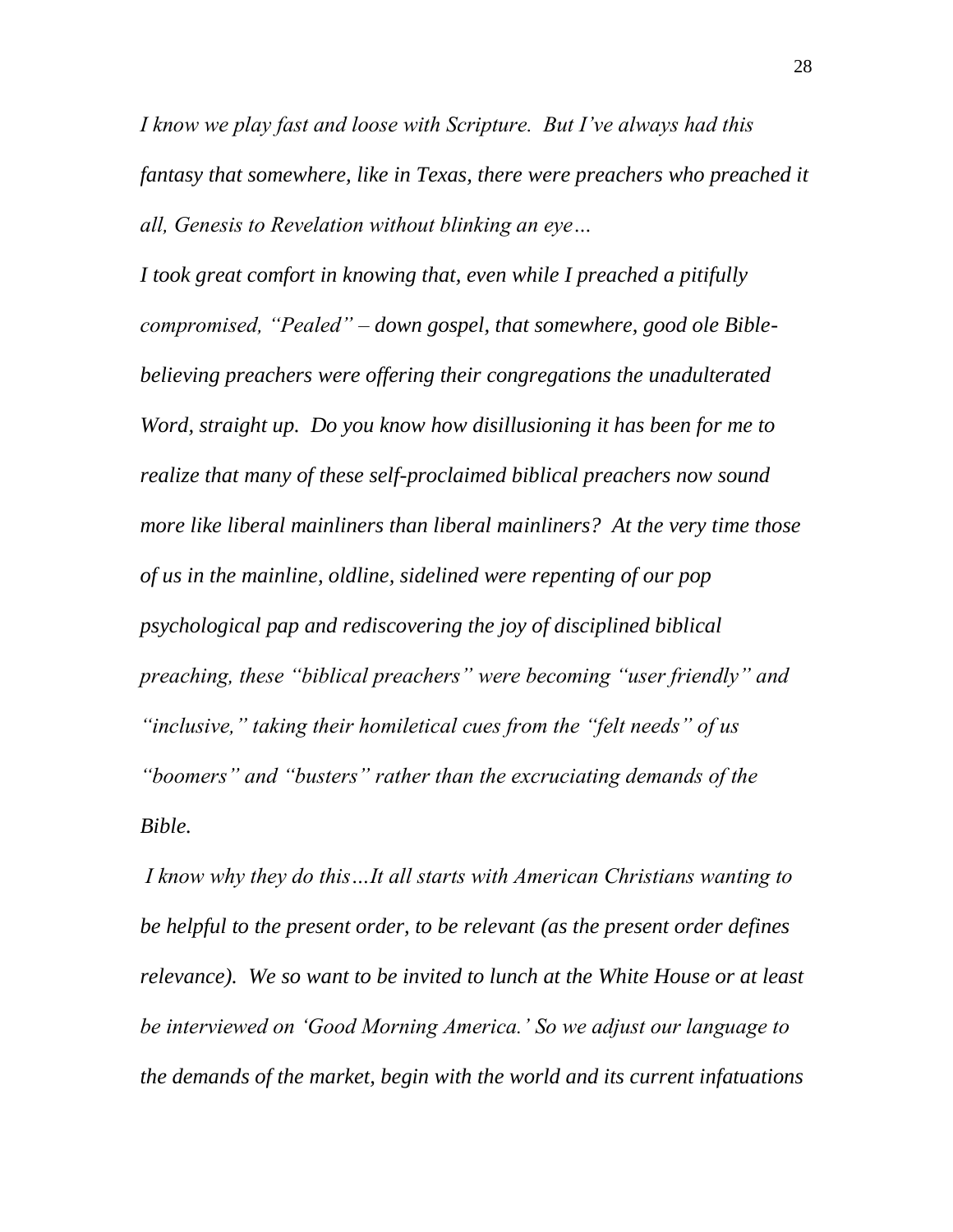*I know we play fast and loose with Scripture. But I've always had this fantasy that somewhere, like in Texas, there were preachers who preached it all, Genesis to Revelation without blinking an eye…*

*I took great comfort in knowing that, even while I preached a pitifully compromised, "Pealed" – down gospel, that somewhere, good ole Bible-believing preachers were offering their congregations the unadulterated Word, straight up. Do you know how disillusioning it has been for me to realize that many of these self-proclaimed biblical preachers now sound more like liberal mainliners than liberal mainliners? At the very time those of us in the mainline, oldline, sidelined were repenting of our pop psychological pap and rediscovering the joy of disciplined biblical preaching, these "biblical preachers" were becoming "user friendly" and "inclusive," taking their homiletical cues from the "felt needs" of us "boomers" and "busters" rather than the excruciating demands of the Bible.*

*I know why they do this…It all starts with American Christians wanting to be helpful to the present order, to be relevant (as the present order defines relevance). We so want to be invited to lunch at the White House or at least be interviewed on 'Good Morning America.' So we adjust our language to the demands of the market, begin with the world and its current infatuations*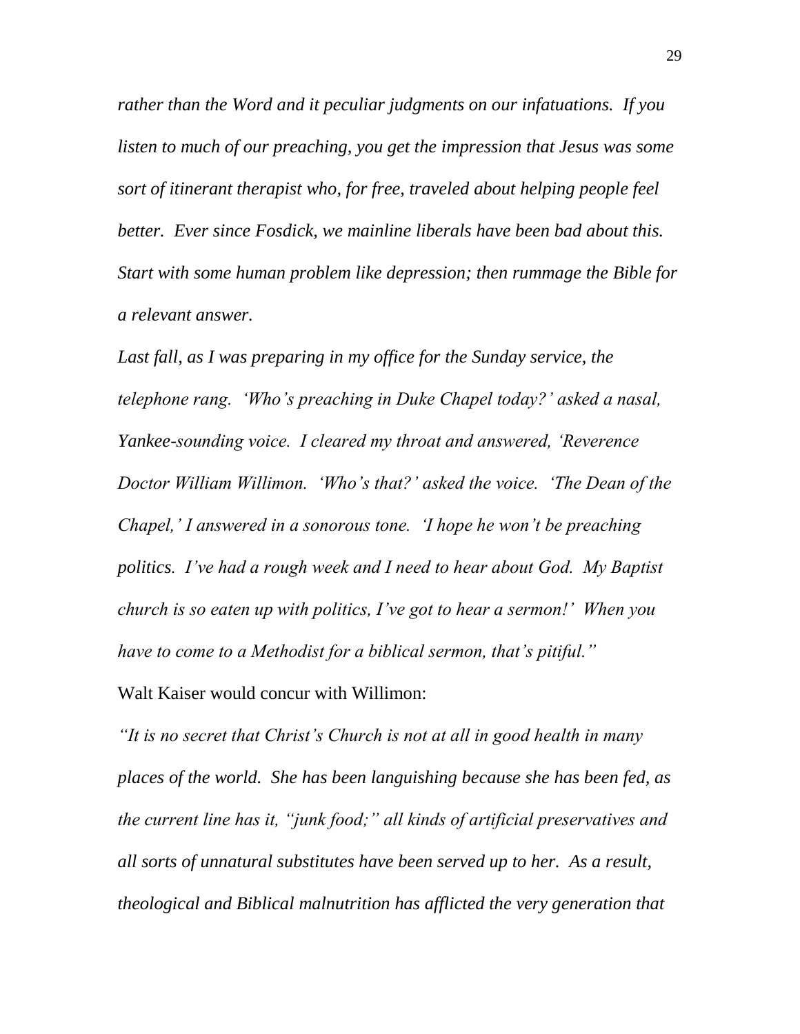*rather than the Word and it peculiar judgments on our infatuations. If you listen to much of our preaching, you get the impression that Jesus was some sort of itinerant therapist who, for free, traveled about helping people feel better. Ever since Fosdick, we mainline liberals have been bad about this. Start with some human problem like depression; then rummage the Bible for a relevant answer.*

*Last fall, as I was preparing in my office for the Sunday service, the telephone rang. 'Who's preaching in Duke Chapel today?' asked a nasal, Yankee-sounding voice. I cleared my throat and answered, 'Reverence Doctor William Willimon. 'Who's that?' asked the voice. 'The Dean of the Chapel,' I answered in a sonorous tone. 'I hope he won't be preaching politics. I've had a rough week and I need to hear about God. My Baptist church is so eaten up with politics, I've got to hear a sermon!' When you have to come to a Methodist for a biblical sermon, that's pitiful."*

Walt Kaiser would concur with Willimon:

*"It is no secret that Christ's Church is not at all in good health in many places of the world. She has been languishing because she has been fed, as the current line has it, "junk food;" all kinds of artificial preservatives and all sorts of unnatural substitutes have been served up to her. As a result, theological and Biblical malnutrition has afflicted the very generation that*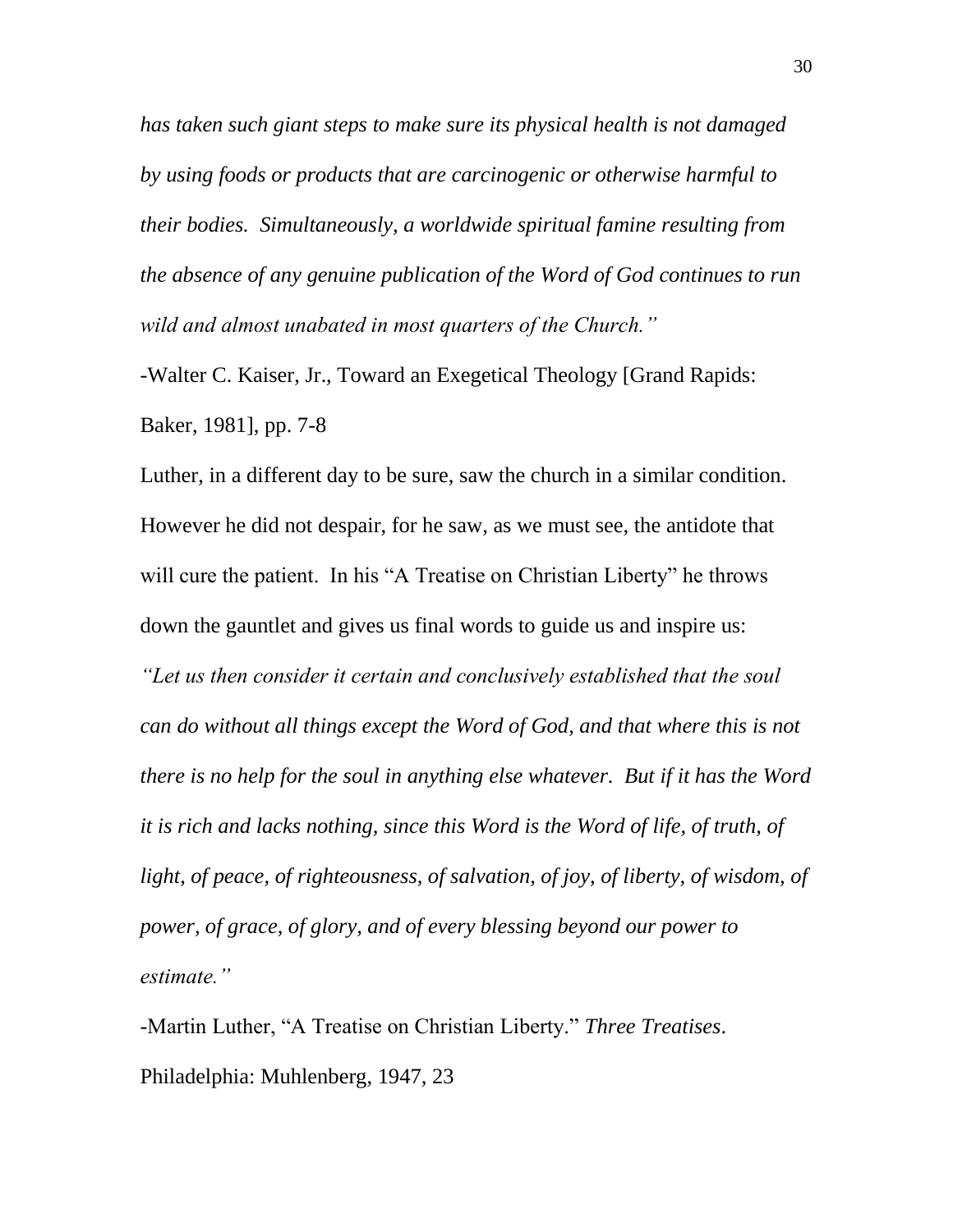*has taken such giant steps to make sure its physical health is not damaged by using foods or products that are carcinogenic or otherwise harmful to their bodies. Simultaneously, a worldwide spiritual famine resulting from the absence of any genuine publication of the Word of God continues to run wild and almost unabated in most quarters of the Church."*

-Walter C. Kaiser, Jr., Toward an Exegetical Theology [Grand Rapids: Baker, 1981], pp. 7-8

Luther, in a different day to be sure, saw the church in a similar condition. However he did not despair, for he saw, as we must see, the antidote that will cure the patient. In his "A Treatise on Christian Liberty" he throws down the gauntlet and gives us final words to guide us and inspire us:

*"Let us then consider it certain and conclusively established that the soul can do without all things except the Word of God, and that where this is not there is no help for the soul in anything else whatever. But if it has the Word it is rich and lacks nothing, since this Word is the Word of life, of truth, of light, of peace, of righteousness, of salvation, of joy, of liberty, of wisdom, of power, of grace, of glory, and of every blessing beyond our power to estimate."*

-Martin Luther, "A Treatise on Christian Liberty." *Three Treatises*. Philadelphia: Muhlenberg, 1947, 23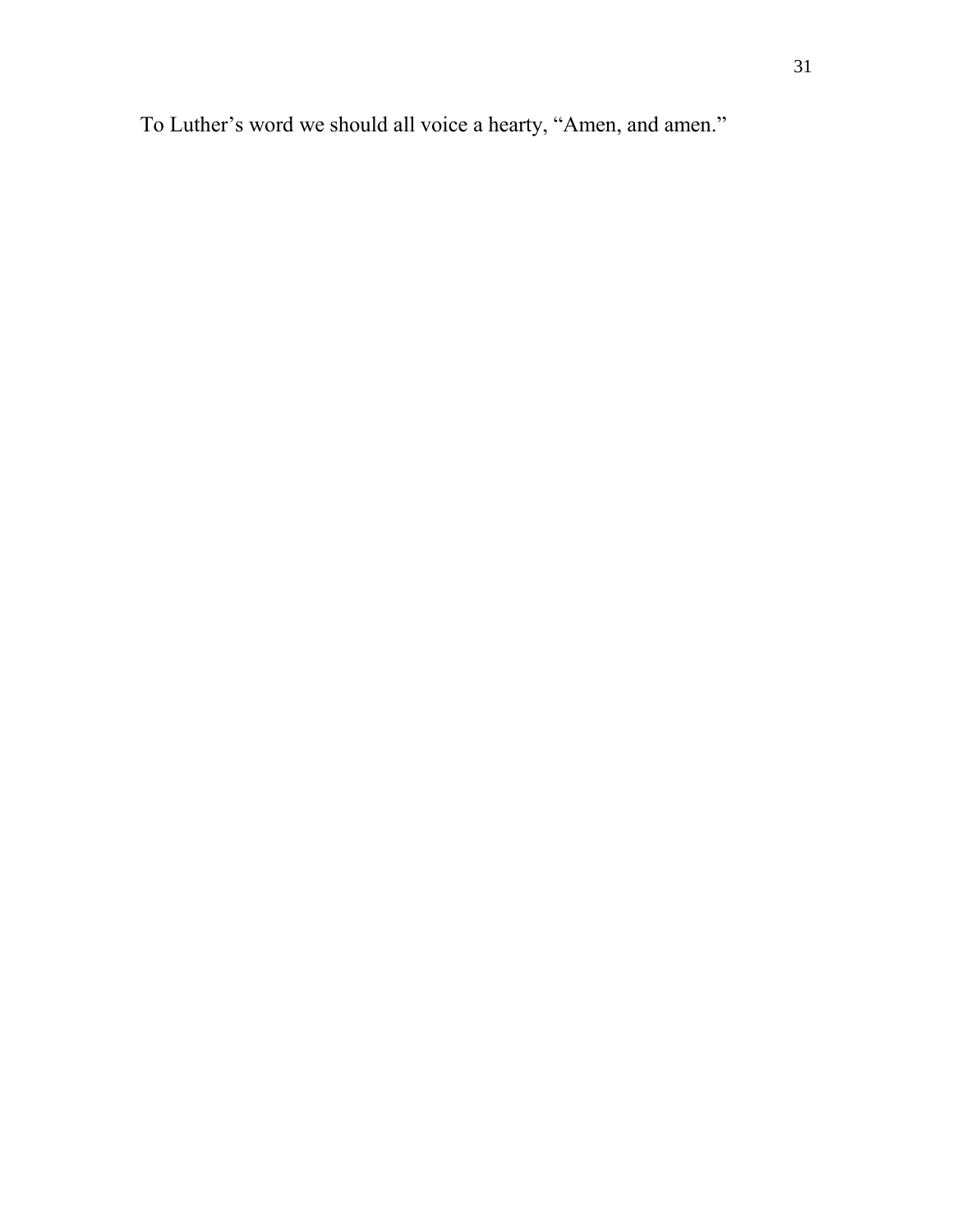To Luther's word we should all voice a hearty, "Amen, and amen."